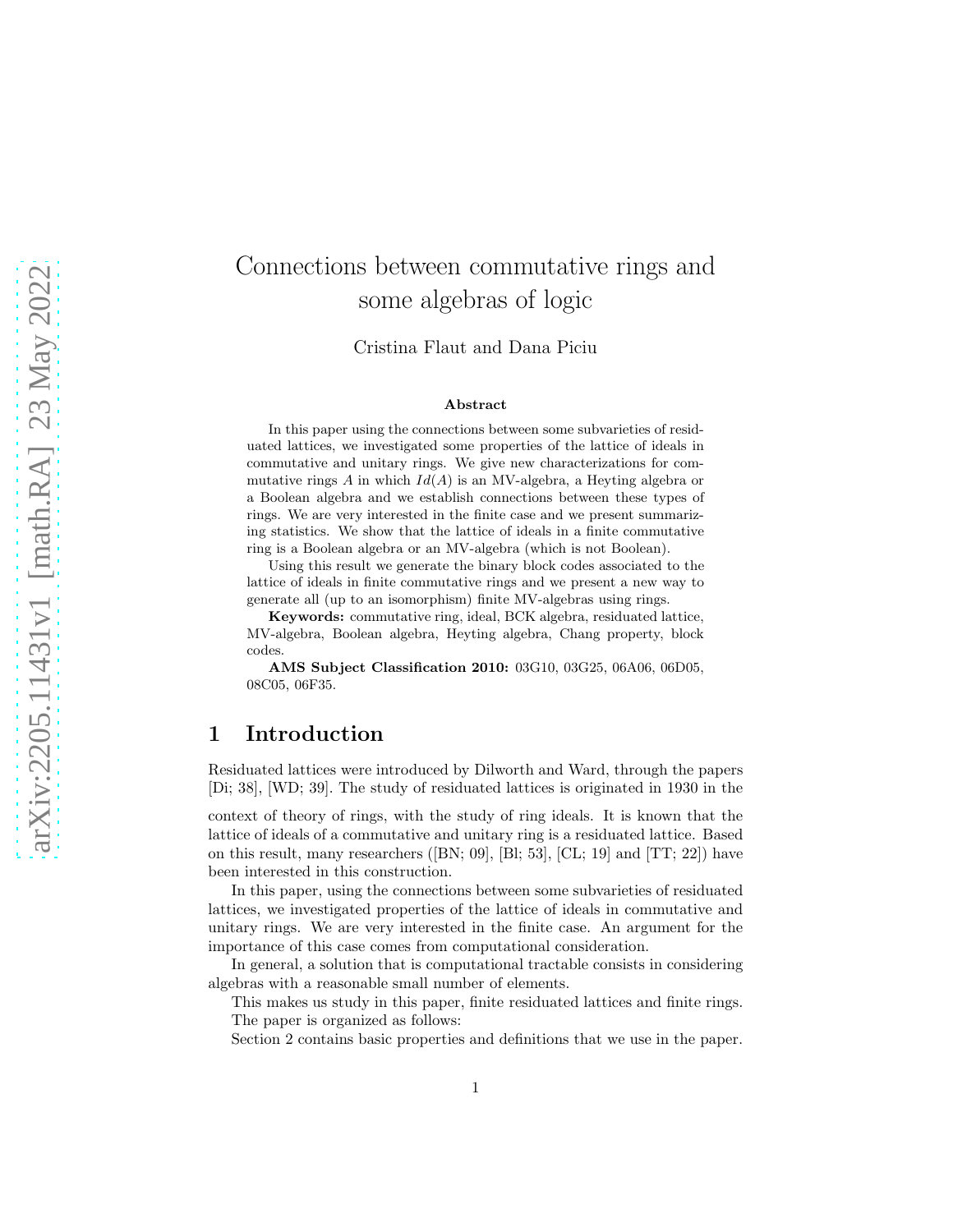# Connections between commutative rings and some algebras of logic

Cristina Flaut and Dana Piciu

**Abstract**

In this paper using the connections between some subvarieties of residuated lattices, we investigated some properties of the lattice of ideals in commutative and unitary rings. We give new characterizations for commutative rings $A$ in which $Id(A)$ is an MV-algebra, a Heyting algebra or a Boolean algebra and we establish connections between these types of rings. We are very interested in the finite case and we present summarizing statistics. We show that the lattice of ideals in a finite commutative ring is a Boolean algebra or an MV-algebra (which is not Boolean).

Using this result we generate the binary block codes associated to the lattice of ideals in finite commutative rings and we present a new way to generate all (up to an isomorphism) finite MV-algebras using rings.

**Keywords:** commutative ring, ideal, BCK algebra, residuated lattice, MV-algebra, Boolean algebra, Heyting algebra, Chang property, block codes.

**AMS Subject Classification 2010:** 03G10, 03G25, 06A06, 06D05, 08C05, 06F35.

## 1 Introduction

Residuated lattices were introduced by Dilworth and Ward, through the papers [Di; 38], [WD; 39]. The study of residuated lattices is originated in 1930 in the context of theory of rings, with the study of ring ideals. It is known that the lattice of ideals of a commutative and unitary ring is a residuated lattice. Based on this result, many researchers ([BN; 09], [Bl; 53], [CL; 19] and [TT; 22]) have been interested in this construction.

In this paper, using the connections between some subvarieties of residuated lattices, we investigated properties of the lattice of ideals in commutative and unitary rings. We are very interested in the finite case. An argument for the importance of this case comes from computational consideration.

In general, a solution that is computational tractable consists in considering algebras with a reasonable small number of elements.

This makes us study in this paper, finite residuated lattices and finite rings.

The paper is organized as follows:

Section 2 contains basic properties and definitions that we use in the paper.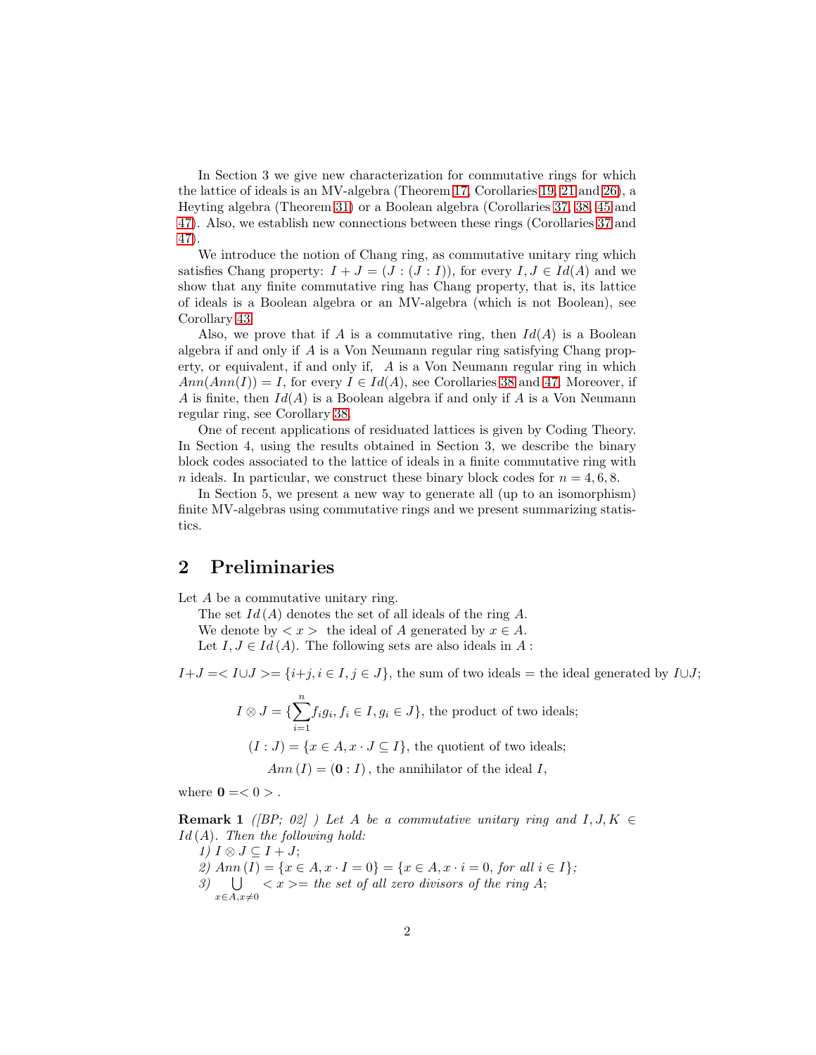In Section 3 we give new characterization for commutative rings for which the lattice of ideals is an MV-algebra (Theorem 17, Corollaries 19, 21 and 26), a Heyting algebra (Theorem 31) or a Boolean algebra (Corollaries 37, 38, 45 and 47). Also, we establish new connections between these rings (Corollaries 37 and 47).

We introduce the notion of Chang ring, as commutative unitary ring which satisfies Chang property: $I + J = (J : (J : I))$, for every $I, J \in Id(A)$ and we show that any finite commutative ring has Chang property, that is, its lattice of ideals is a Boolean algebra or an MV-algebra (which is not Boolean), see Corollary 43.

Also, we prove that if $A$ is a commutative ring, then $Id(A)$ is a Boolean algebra if and only if $A$ is a Von Neumann regular ring satisfying Chang property, or equivalent, if and only if, $A$ is a Von Neumann regular ring in which $Ann(Ann(I)) = I$, for every $I \in Id(A)$, see Corollaries 38 and 47. Moreover, if $A$ is finite, then $Id(A)$ is a Boolean algebra if and only if $A$ is a Von Neumann regular ring, see Corollary 38.

One of recent applications of residuated lattices is given by Coding Theory. In Section 4, using the results obtained in Section 3, we describe the binary block codes associated to the lattice of ideals in a finite commutative ring with $n$ ideals. In particular, we construct these binary block codes for $n = 4, 6, 8$.

In Section 5, we present a new way to generate all (up to an isomorphism) finite MV-algebras using commutative rings and we present summarizing statistics.

## 2 Preliminaries

Let $A$ be a commutative unitary ring.

The set $Id(A)$ denotes the set of all ideals of the ring $A$.

We denote by $< x >$ the ideal of $A$ generated by $x \in A$.

Let $I, J \in Id(A)$. The following sets are also ideals in $A$ :

$I + J = < I \cup J > = \{i + j, i \in I, j \in J\}$, the sum of two ideals = the ideal generated by $I \cup J$;

$$I \otimes J = \{\sum_{i=1}^{n} f_i g_i, f_i \in I, g_i \in J\}, \text{ the product of two ideals;}$$

$$(I : J) = \{x \in A, x \cdot J \subseteq I\}, \text{ the quotient of two ideals;}$$

$$Ann(I) = (\mathbf{0} : I), \text{ the annihilator of the ideal } I,$$

where $\mathbf{0} = < 0 >$.

**Remark 1** *([BP; 02] ) Let $A$ be a commutative unitary ring and $I, J, K \in Id(A)$. Then the following hold:*

*1) $I \otimes J \subseteq I + J$;*

*2) $Ann(I) = \{x \in A, x \cdot I = 0\} = \{x \in A, x \cdot i = 0, \text{ for all } i \in I\}$;*

*3) $\bigcup_{x \in A, x \neq 0} < x >=$ the set of all zero divisors of the ring $A$;*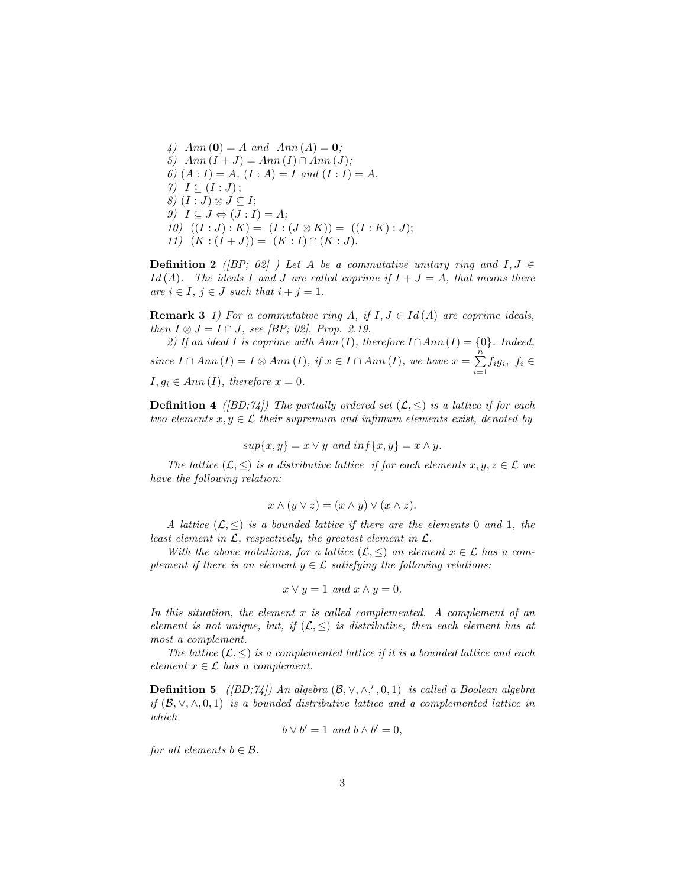*4)* $Ann(\mathbf{0}) = A$ *and* $Ann(A) = \mathbf{0}$*;*
*5)* $Ann(I + J) = Ann(I) \cap Ann(J)$*;*
*6)* $(A : I) = A$, $(I : A) = I$ *and* $(I : I) = A$.
*7)* $I \subseteq (I : J)$*;*
*8)* $(I : J) \otimes J \subseteq I$*;*
*9)* $I \subseteq J \Leftrightarrow (J : I) = A$*;*
*10)* $((I : J) : K) = (I : (J \otimes K)) = ((I : K) : J)$*;*
*11)* $(K : (I + J)) = (K : I) \cap (K : J)$.

**Definition 2** *([BP; 02] ) Let $A$ be a commutative unitary ring and $I, J \in Id(A)$. The ideals $I$ and $J$ are called coprime if $I + J = A$, that means there are $i \in I$, $j \in J$ such that $i + j = 1$.*

**Remark 3** *1) For a commutative ring $A$, if $I, J \in Id(A)$ are coprime ideals, then $I \otimes J = I \cap J$, see [BP; 02], Prop. 2.19.*

*2) If an ideal $I$ is coprime with $Ann(I)$, therefore $I \cap Ann(I) = \{0\}$. Indeed, since $I \cap Ann(I) = I \otimes Ann(I)$, if $x \in I \cap Ann(I)$, we have $x = \sum_{i=1}^{n} f_i g_i$, $f_i \in I, g_i \in Ann(I)$, therefore $x = 0$.*

**Definition 4** *([BD;74]) The partially ordered set $(\mathcal{L}, \leq)$ is a lattice if for each two elements $x, y \in \mathcal{L}$ their supremum and infimum elements exist, denoted by*

$$sup\{x, y\} = x \vee y \text{ and } inf\{x, y\} = x \wedge y.$$

*The lattice $(\mathcal{L}, \leq)$ is a distributive lattice if for each elements $x, y, z \in \mathcal{L}$ we have the following relation:*

$$x \wedge (y \vee z) = (x \wedge y) \vee (x \wedge z).$$

*A lattice $(\mathcal{L}, \leq)$ is a bounded lattice if there are the elements $0$ and $1$, the least element in $\mathcal{L}$, respectively, the greatest element in $\mathcal{L}$.*

*With the above notations, for a lattice $(\mathcal{L}, \leq)$ an element $x \in \mathcal{L}$ has a complement if there is an element $y \in \mathcal{L}$ satisfying the following relations:*

$$x \vee y = 1 \text{ and } x \wedge y = 0.$$

*In this situation, the element $x$ is called complemented. A complement of an element is not unique, but, if $(\mathcal{L}, \leq)$ is distributive, then each element has at most a complement.*

*The lattice $(\mathcal{L}, \leq)$ is a complemented lattice if it is a bounded lattice and each element $x \in \mathcal{L}$ has a complement.*

**Definition 5** *([BD;74]) An algebra $(\mathcal{B}, \vee, \wedge, ', 0, 1)$ is called a Boolean algebra if $(\mathcal{B}, \vee, \wedge, 0, 1)$ is a bounded distributive lattice and a complemented lattice in which*

$$b \vee b' = 1 \text{ and } b \wedge b' = 0,$$

*for all elements $b \in \mathcal{B}$.*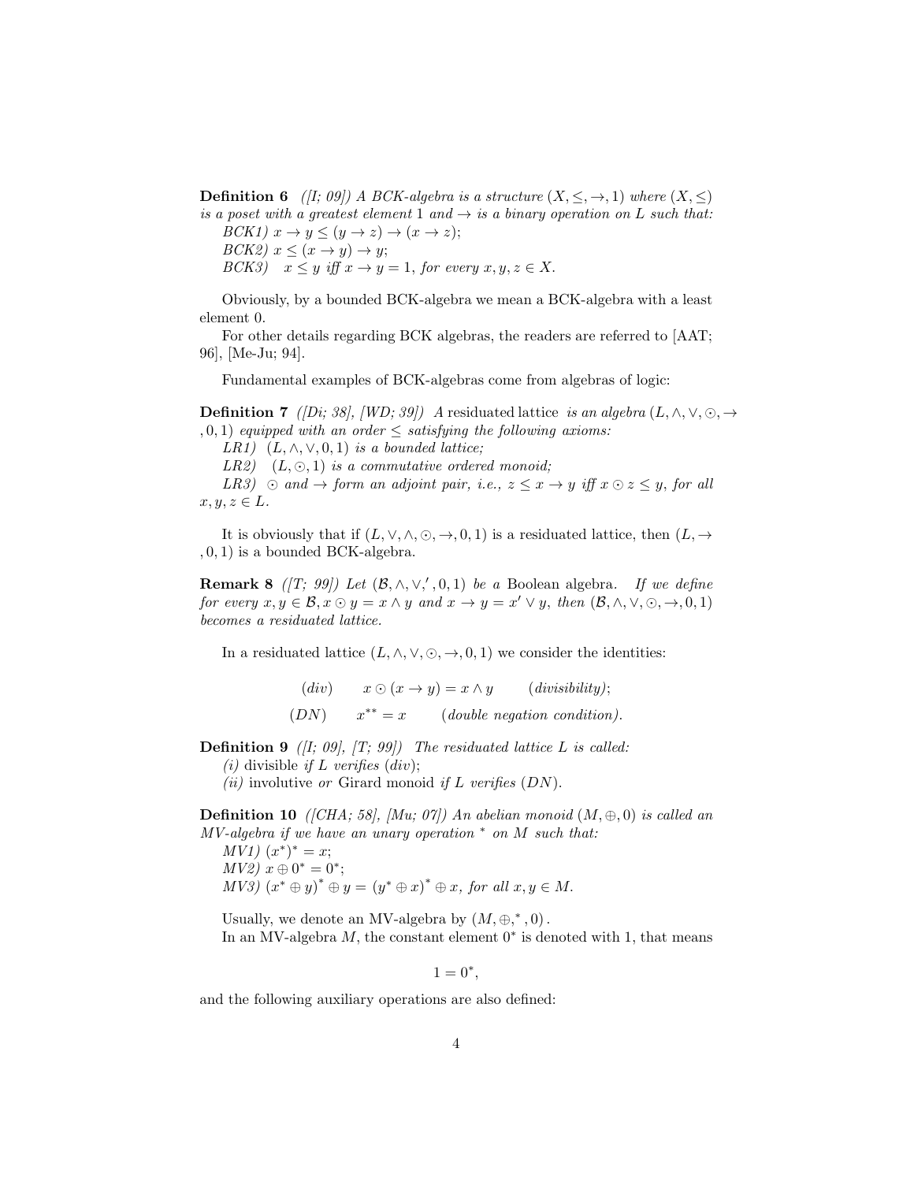**Definition 6** *([I; 09]) A BCK-algebra is a structure $(X, \leq, \rightarrow, 1)$ where $(X, \leq)$ is a poset with a greatest element 1 and $\rightarrow$ is a binary operation on $L$ such that:*
*BCK1) $x \rightarrow y \leq (y \rightarrow z) \rightarrow (x \rightarrow z)$;*
*BCK2) $x \leq (x \rightarrow y) \rightarrow y$;*
*BCK3) $x \leq y$ iff $x \rightarrow y = 1$, for every $x, y, z \in X$.*

Obviously, by a bounded BCK-algebra we mean a BCK-algebra with a least element 0.

For other details regarding BCK algebras, the readers are referred to [AAT; 96], [Me-Ju; 94].

Fundamental examples of BCK-algebras come from algebras of logic:

**Definition 7** *([Di; 38], [WD; 39]) A* residuated lattice *is an algebra $(L, \wedge, \vee, \odot, \rightarrow, 0, 1)$ equipped with an order $\leq$ satisfying the following axioms:*
*LR1) $(L, \wedge, \vee, 0, 1)$ is a bounded lattice;*
*LR2) $(L, \odot, 1)$ is a commutative ordered monoid;*
*LR3) $\odot$ and $\rightarrow$ form an adjoint pair, i.e., $z \leq x \rightarrow y$ iff $x \odot z \leq y$, for all $x, y, z \in L$.*

It is obviously that if $(L, \vee, \wedge, \odot, \rightarrow, 0, 1)$ is a residuated lattice, then $(L, \rightarrow, 0, 1)$ is a bounded BCK-algebra.

**Remark 8** *([T; 99]) Let $(\mathcal{B}, \wedge, \vee, ', 0, 1)$ be a* Boolean algebra. *If we define for every $x, y \in \mathcal{B}, x \odot y = x \wedge y$ and $x \rightarrow y = x' \vee y$, then $(\mathcal{B}, \wedge, \vee, \odot, \rightarrow, 0, 1)$ becomes a residuated lattice.*

In a residuated lattice $(L, \wedge, \vee, \odot, \rightarrow, 0, 1)$ we consider the identities:

$$(div) \qquad x \odot (x \rightarrow y) = x \wedge y \qquad (divisibility);$$

$$(DN) \qquad x^{**} = x \qquad (double\ negation\ condition).$$

**Definition 9** *([I; 09], [T; 99]) The residuated lattice $L$ is called:*
*(i)* divisible *if $L$ verifies $(div)$;*
*(ii)* involutive *or* Girard monoid *if $L$ verifies $(DN)$.*

**Definition 10** *([CHA; 58], [Mu; 07]) An abelian monoid $(M, \oplus, 0)$ is called an MV-algebra if we have an unary operation $^*$ on $M$ such that:*
*MV1) $(x^*)^* = x$;*
*MV2) $x \oplus 0^* = 0^*$;*
*MV3) $(x^* \oplus y)^* \oplus y = (y^* \oplus x)^* \oplus x$, for all $x, y \in M$.*

Usually, we denote an MV-algebra by $(M, \oplus, ^*, 0)$.
In an MV-algebra $M$, the constant element $0^*$ is denoted with 1, that means

$$1 = 0^*,$$

and the following auxiliary operations are also defined: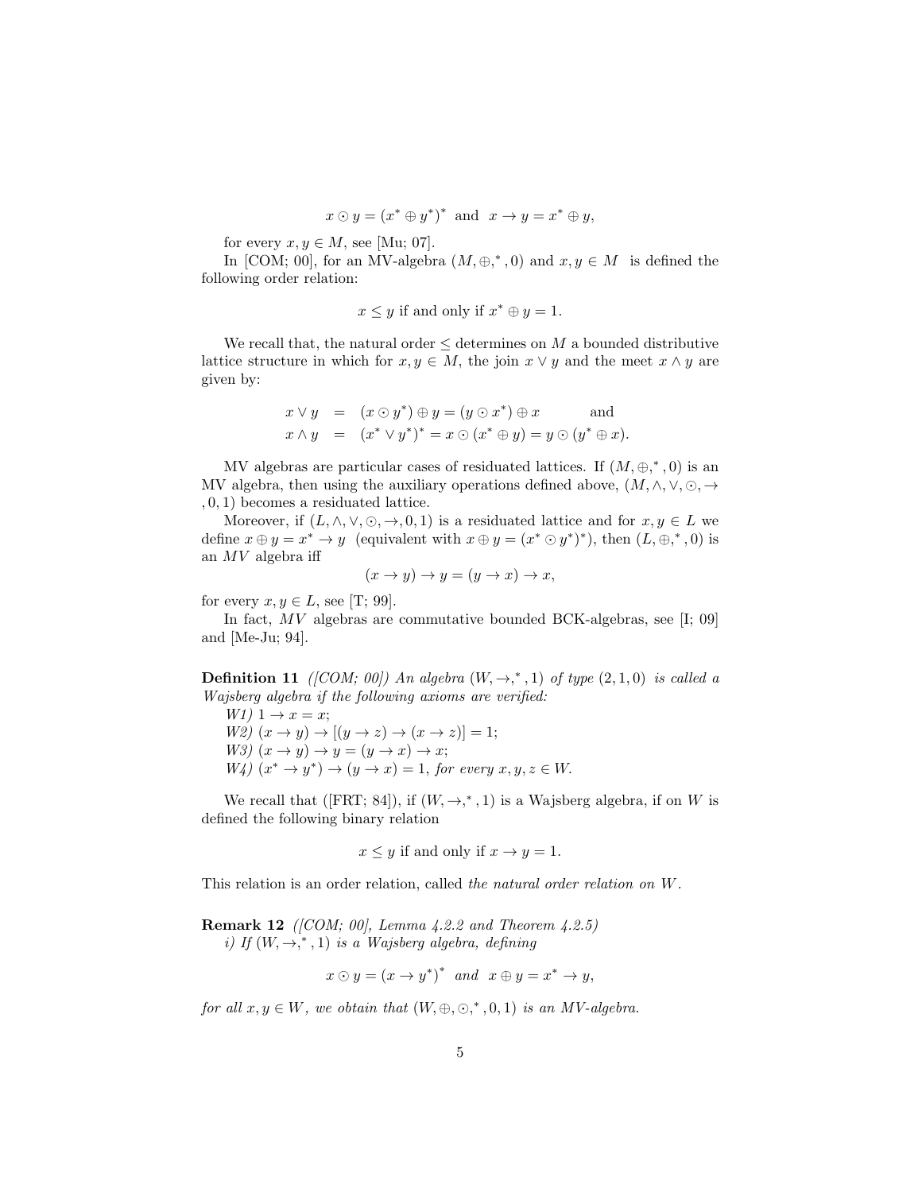$$x \odot y = (x^* \oplus y^*)^* \text{ and } x \to y = x^* \oplus y,$$

for every $x, y \in M$, see [Mu; 07].

In [COM; 00], for an MV-algebra $(M, \oplus, ^*, 0)$ and $x, y \in M$ is defined the following order relation:

$$x \leq y \text{ if and only if } x^* \oplus y = 1.$$

We recall that, the natural order $\leq$ determines on $M$ a bounded distributive lattice structure in which for $x, y \in M$, the join $x \vee y$ and the meet $x \wedge y$ are given by:

$$\begin{aligned} x \vee y &= (x \odot y^*) \oplus y = (y \odot x^*) \oplus x \qquad \text{and} \\ x \wedge y &= (x^* \vee y^*)^* = x \odot (x^* \oplus y) = y \odot (y^* \oplus x). \end{aligned}$$

MV algebras are particular cases of residuated lattices. If $(M, \oplus, ^*, 0)$ is an MV algebra, then using the auxiliary operations defined above, $(M, \wedge, \vee, \odot, \to, 0, 1)$ becomes a residuated lattice.

Moreover, if $(L, \wedge, \vee, \odot, \to, 0, 1)$ is a residuated lattice and for $x, y \in L$ we define $x \oplus y = x^* \to y$ (equivalent with $x \oplus y = (x^* \odot y^*)^*$), then $(L, \oplus, ^*, 0)$ is an $MV$ algebra iff

$$(x \to y) \to y = (y \to x) \to x,$$

for every $x, y \in L$, see [T; 99].

In fact, $MV$ algebras are commutative bounded BCK-algebras, see [I; 09] and [Me-Ju; 94].

**Definition 11** *([COM; 00]) An algebra $(W, \to, ^*, 1)$ of type $(2, 1, 0)$ is called a Wajsberg algebra if the following axioms are verified:*

*W1)* $1 \to x = x$;

*W2)* $(x \to y) \to [(y \to z) \to (x \to z)] = 1$;

*W3)* $(x \to y) \to y = (y \to x) \to x$;

*W4)* $(x^* \to y^*) \to (y \to x) = 1$, *for every $x, y, z \in W$.*

We recall that ([FRT; 84]), if $(W, \to, ^*, 1)$ is a Wajsberg algebra, if on $W$ is defined the following binary relation

$$x \leq y \text{ if and only if } x \to y = 1.$$

This relation is an order relation, called *the natural order relation on $W$*.

**Remark 12** *([COM; 00], Lemma 4.2.2 and Theorem 4.2.5)*

*i) If $(W, \to, ^*, 1)$ is a Wajsberg algebra, defining*

$$x \odot y = (x \to y^*)^* \text{ and } x \oplus y = x^* \to y,$$

*for all $x, y \in W$, we obtain that $(W, \oplus, \odot, ^*, 0, 1)$ is an MV-algebra.*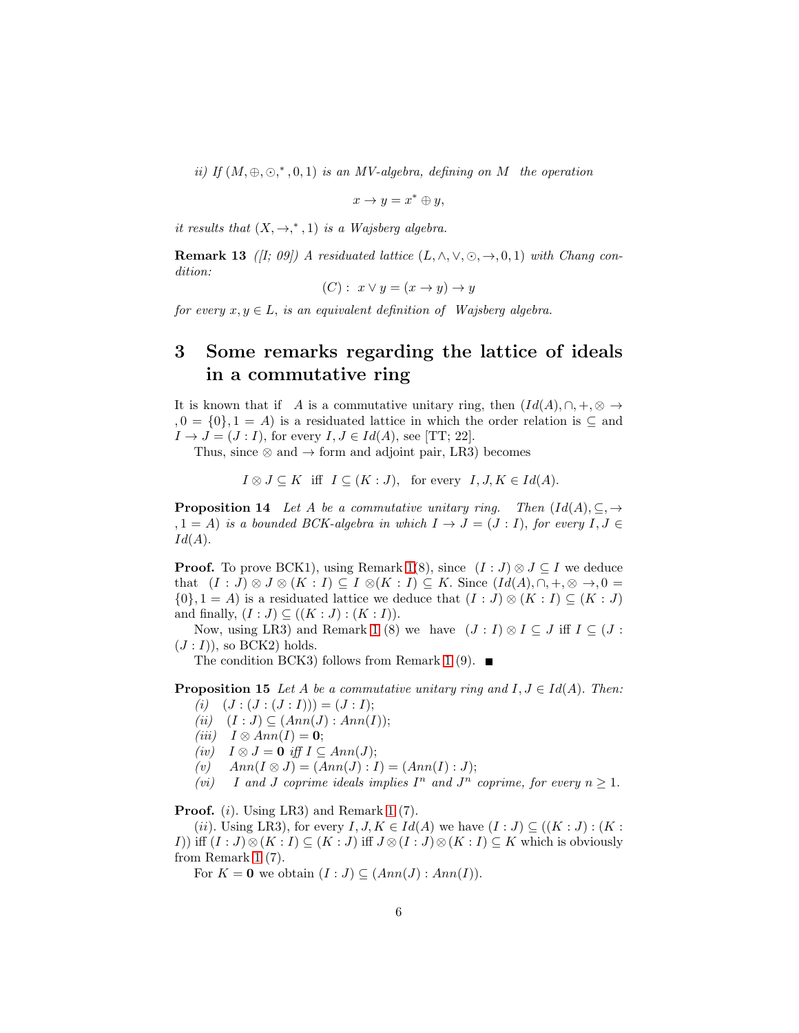*ii) If $(M, \oplus, \odot, ^*, 0, 1)$ is an MV-algebra, defining on $M$ the operation*

$$x \to y = x^* \oplus y,$$

*it results that $(X, \to, ^*, 1)$ is a Wajsberg algebra.*

**Remark 13** *([I; 09]) A residuated lattice $(L, \wedge, \vee, \odot, \to, 0, 1)$ with Chang condition:*

$$(C): \ x \vee y = (x \to y) \to y$$

*for every $x, y \in L$, is an equivalent definition of Wajsberg algebra.*

# 3 Some remarks regarding the lattice of ideals in a commutative ring

It is known that if $A$ is a commutative unitary ring, then $(Id(A), \cap, +, \otimes \to, 0 = \{0\}, 1 = A)$ is a residuated lattice in which the order relation is $\subseteq$ and $I \to J = (J : I)$, for every $I, J \in Id(A)$, see [TT; 22].

Thus, since $\otimes$ and $\to$ form and adjoint pair, LR3) becomes

$$I \otimes J \subseteq K \ \text{ iff } \ I \subseteq (K : J), \ \text{ for every } \ I, J, K \in Id(A).$$

**Proposition 14** *Let $A$ be a commutative unitary ring. Then $(Id(A), \subseteq, \to, 1 = A)$ is a bounded BCK-algebra in which $I \to J = (J : I)$, for every $I, J \in Id(A)$.*

**Proof.** To prove BCK1), using Remark 1(8), since $(I : J) \otimes J \subseteq I$ we deduce that $(I : J) \otimes J \otimes (K : I) \subseteq I \otimes (K : I) \subseteq K$. Since $(Id(A), \cap, +, \otimes \to, 0 = \{0\}, 1 = A)$ is a residuated lattice we deduce that $(I : J) \otimes (K : I) \subseteq (K : J)$ and finally, $(I : J) \subseteq ((K : J) : (K : I))$.

Now, using LR3) and Remark 1 (8) we have $(J : I) \otimes I \subseteq J$ iff $I \subseteq (J : (J : I))$, so BCK2) holds.

The condition BCK3) follows from Remark 1 (9). ■

**Proposition 15** *Let $A$ be a commutative unitary ring and $I, J \in Id(A)$. Then:*

*(i)* $(J : (J : (J : I))) = (J : I)$;

*(ii)* $(I : J) \subseteq (Ann(J) : Ann(I))$;

*(iii)* $I \otimes Ann(I) = \mathbf{0}$;

*(iv)* $I \otimes J = \mathbf{0}$ *iff* $I \subseteq Ann(J)$;

*(v)* $Ann(I \otimes J) = (Ann(J) : I) = (Ann(I) : J)$;

*(vi)* *$I$ and $J$ coprime ideals implies $I^n$ and $J^n$ coprime, for every $n \geq 1$.*

**Proof.** $(i)$. Using LR3) and Remark 1 (7).

$(ii)$. Using LR3), for every $I, J, K \in Id(A)$ we have $(I : J) \subseteq ((K : J) : (K : I))$ iff $(I : J) \otimes (K : I) \subseteq (K : J)$ iff $J \otimes (I : J) \otimes (K : I) \subseteq K$ which is obviously from Remark 1 (7).

For $K = \mathbf{0}$ we obtain $(I : J) \subseteq (Ann(J) : Ann(I))$.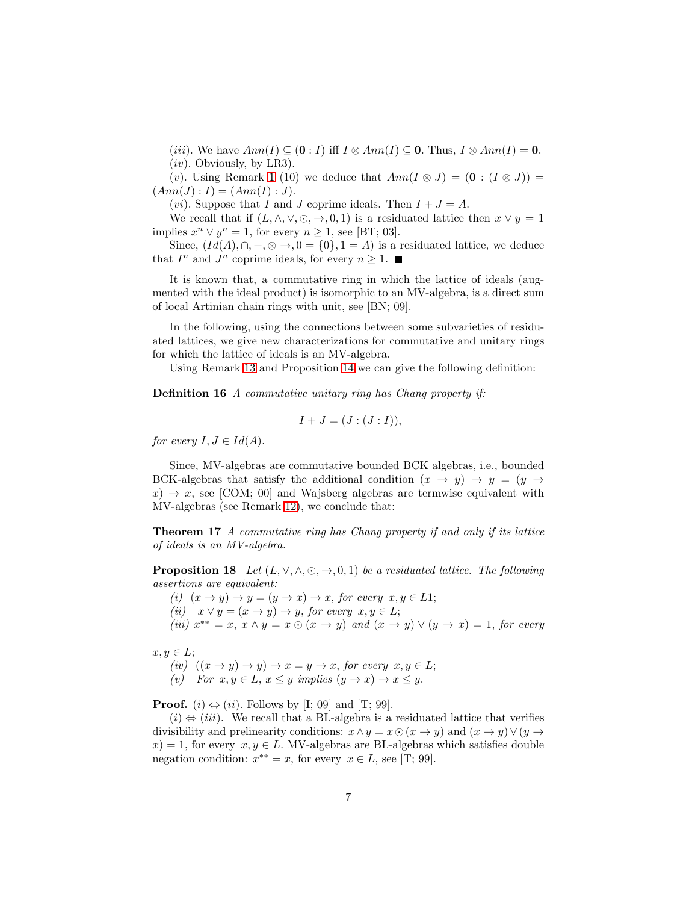$(iii)$. We have $Ann(I) \subseteq (\mathbf{0} : I)$ iff $I \otimes Ann(I) \subseteq \mathbf{0}$. Thus, $I \otimes Ann(I) = \mathbf{0}$.

$(iv)$. Obviously, by LR3).

$(v)$. Using Remark 1 (10) we deduce that $Ann(I \otimes J) = (\mathbf{0} : (I \otimes J)) = (Ann(J) : I) = (Ann(I) : J)$.

$(vi)$. Suppose that $I$ and $J$ coprime ideals. Then $I + J = A$.

We recall that if $(L, \wedge, \vee, \odot, \rightarrow, 0, 1)$ is a residuated lattice then $x \vee y = 1$ implies $x^n \vee y^n = 1$, for every $n \geq 1$, see [BT; 03].

Since, $(Id(A), \cap, +, \otimes \rightarrow, 0 = \{0\}, 1 = A)$ is a residuated lattice, we deduce that $I^n$ and $J^n$ coprime ideals, for every $n \geq 1$. ■

It is known that, a commutative ring in which the lattice of ideals (augmented with the ideal product) is isomorphic to an MV-algebra, is a direct sum of local Artinian chain rings with unit, see [BN; 09].

In the following, using the connections between some subvarieties of residuated lattices, we give new characterizations for commutative and unitary rings for which the lattice of ideals is an MV-algebra.

Using Remark 13 and Proposition 14 we can give the following definition:

**Definition 16** *A commutative unitary ring has Chang property if:*

$$I + J = (J : (J : I)),$$

*for every $I, J \in Id(A)$.*

Since, MV-algebras are commutative bounded BCK algebras, i.e., bounded BCK-algebras that satisfy the additional condition $(x \rightarrow y) \rightarrow y = (y \rightarrow x) \rightarrow x$, see [COM; 00] and Wajsberg algebras are termwise equivalent with MV-algebras (see Remark 12), we conclude that:

**Theorem 17** *A commutative ring has Chang property if and only if its lattice of ideals is an MV-algebra.*

**Proposition 18** *Let $(L, \vee, \wedge, \odot, \rightarrow, 0, 1)$ be a residuated lattice. The following assertions are equivalent:*

*(i) $(x \rightarrow y) \rightarrow y = (y \rightarrow x) \rightarrow x$, for every $x, y \in L1$;*

*(ii) $x \vee y = (x \rightarrow y) \rightarrow y$, for every $x, y \in L$;*

*(iii) $x^{**} = x$, $x \wedge y = x \odot (x \rightarrow y)$ and $(x \rightarrow y) \vee (y \rightarrow x) = 1$, for every $x, y \in L$;*

*(iv) $((x \rightarrow y) \rightarrow y) \rightarrow x = y \rightarrow x$, for every $x, y \in L$;*

*(v) For $x, y \in L$, $x \leq y$ implies $(y \rightarrow x) \rightarrow x \leq y$.*

**Proof.** $(i) \Leftrightarrow (ii)$. Follows by [I; 09] and [T; 99].

$(i) \Leftrightarrow (iii)$. We recall that a BL-algebra is a residuated lattice that verifies divisibility and prelinearity conditions: $x \wedge y = x \odot (x \rightarrow y)$ and $(x \rightarrow y) \vee (y \rightarrow x) = 1$, for every $x, y \in L$. MV-algebras are BL-algebras which satisfies double negation condition: $x^{**} = x$, for every $x \in L$, see [T; 99].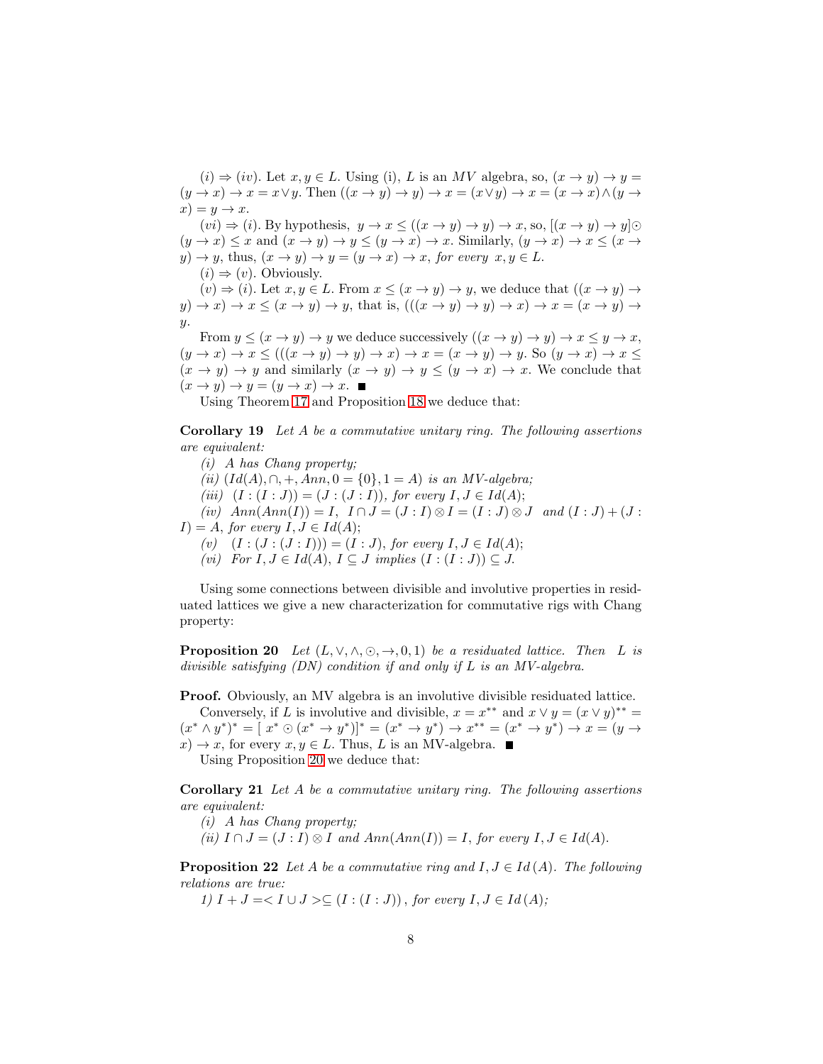$(i) \Rightarrow (iv)$. Let $x, y \in L$. Using (i), $L$ is an $MV$ algebra, so, $(x \to y) \to y = (y \to x) \to x = x \vee y$. Then $((x \to y) \to y) \to x = (x \vee y) \to x = (x \to x) \wedge (y \to x) = y \to x$.

$(vi) \Rightarrow (i)$. By hypothesis, $y \to x \leq ((x \to y) \to y) \to x$, so, $[(x \to y) \to y] \odot (y \to x) \leq x$ and $(x \to y) \to y \leq (y \to x) \to x$. Similarly, $(y \to x) \to x \leq (x \to y) \to y$, thus, $(x \to y) \to y = (y \to x) \to x$, *for every* $x, y \in L$.

$(i) \Rightarrow (v)$. Obviously.

$(v) \Rightarrow (i)$. Let $x, y \in L$. From $x \leq (x \to y) \to y$, we deduce that $((x \to y) \to y) \to x) \to x \leq (x \to y) \to y$, that is, $(((x \to y) \to y) \to x) \to x = (x \to y) \to y$.

From $y \leq (x \to y) \to y$ we deduce successively $((x \to y) \to y) \to x \leq y \to x$, $(y \to x) \to x \leq (((x \to y) \to y) \to x) \to x = (x \to y) \to y$. So $(y \to x) \to x \leq (x \to y) \to y$ and similarly $(x \to y) \to y \leq (y \to x) \to x$. We conclude that $(x \to y) \to y = (y \to x) \to x$. ■

Using Theorem 17 and Proposition 18 we deduce that:

**Corollary 19** *Let $A$ be a commutative unitary ring. The following assertions are equivalent:*

*(i) $A$ has Chang property;*

*(ii) $(Id(A), \cap, +, Ann, 0 = \{0\}, 1 = A)$ is an MV-algebra;*

*(iii) $(I : (I : J)) = (J : (J : I))$, for every $I, J \in Id(A)$;*

*(iv) $Ann(Ann(I)) = I$, $I \cap J = (J : I) \otimes I = (I : J) \otimes J$ and $(I : J) + (J : I) = A$, for every $I, J \in Id(A)$;*

*(v) $(I : (J : (J : I))) = (I : J)$, for every $I, J \in Id(A)$;*

*(vi) For $I, J \in Id(A)$, $I \subseteq J$ implies $(I : (I : J)) \subseteq J$.*

Using some connections between divisible and involutive properties in residuated lattices we give a new characterization for commutative rigs with Chang property:

**Proposition 20** *Let $(L, \vee, \wedge, \odot, \to, 0, 1)$ be a residuated lattice. Then $L$ is divisible satisfying (DN) condition if and only if $L$ is an MV-algebra.*

**Proof.** Obviously, an MV algebra is an involutive divisible residuated lattice.

Conversely, if $L$ is involutive and divisible, $x = x^{**}$ and $x \vee y = (x \vee y)^{**} = (x^* \wedge y^*)^* = [\, x^* \odot (x^* \to y^*)]^* = (x^* \to y^*) \to x^{**} = (x^* \to y^*) \to x = (y \to x) \to x$, for every $x, y \in L$. Thus, $L$ is an MV-algebra. ■

Using Proposition 20 we deduce that:

**Corollary 21** *Let $A$ be a commutative unitary ring. The following assertions are equivalent:*

*(i) $A$ has Chang property;*

*(ii) $I \cap J = (J : I) \otimes I$ and $Ann(Ann(I)) = I$, for every $I, J \in Id(A)$.*

**Proposition 22** *Let $A$ be a commutative ring and $I, J \in Id\,(A)$. The following relations are true:*

*1) $I + J = < I \cup J > \subseteq (I : (I : J))$, for every $I, J \in Id\,(A)$;*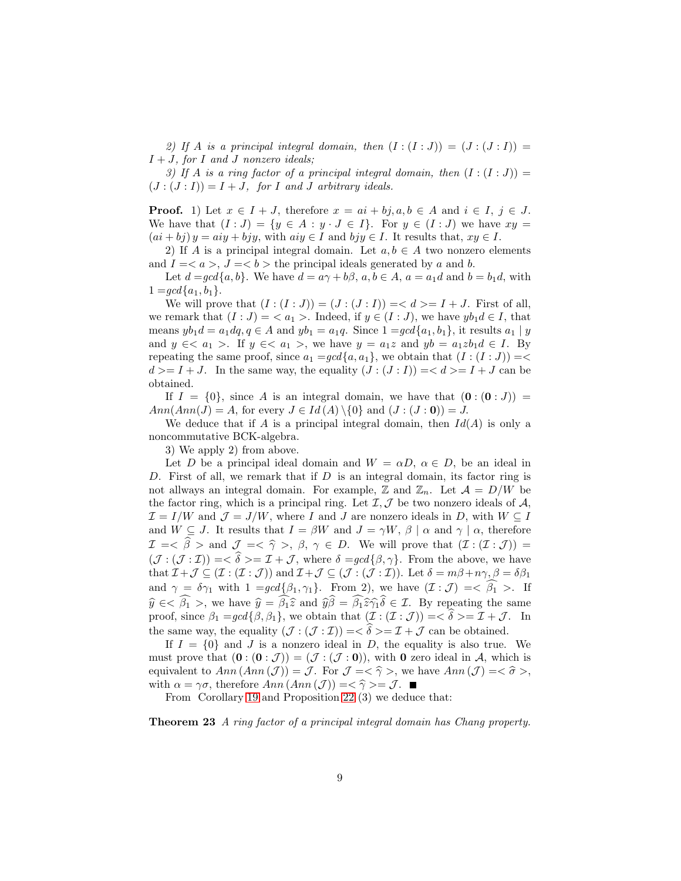*2) If $A$ is a principal integral domain, then $(I : (I : J)) = (J : (J : I)) = I + J$, for $I$ and $J$ nonzero ideals;*

*3) If $A$ is a ring factor of a principal integral domain, then $(I : (I : J)) = (J : (J : I)) = I + J$, for $I$ and $J$ arbitrary ideals.*

**Proof.** 1) Let $x \in I + J$, therefore $x = ai + bj, a, b \in A$ and $i \in I$, $j \in J$. We have that $(I : J) = \{y \in A : y \cdot J \in I\}$. For $y \in (I : J)$ we have $xy = (ai + bj)\, y = aiy + bjy$, with $aiy \in I$ and $bjy \in I$. It results that, $xy \in I$.

2) If $A$ is a principal integral domain. Let $a, b \in A$ two nonzero elements and $I =< a >$, $J =< b >$ the principal ideals generated by $a$ and $b$.

Let $d = gcd\{a, b\}$. We have $d = a\gamma + b\beta$, $a, b \in A$, $a = a_1 d$ and $b = b_1 d$, with $1 = gcd\{a_1, b_1\}$.

We will prove that $(I : (I : J)) = (J : (J : I)) =< d >= I + J$. First of all, we remark that $(I : J) = < a_1 >$. Indeed, if $y \in (I : J)$, we have $yb_1 d \in I$, that means $yb_1 d = a_1 dq, q \in A$ and $yb_1 = a_1 q$. Since $1 = gcd\{a_1, b_1\}$, it results $a_1 \mid y$ and $y \in < a_1 >$. If $y \in < a_1 >$, we have $y = a_1 z$ and $yb = a_1 z b_1 d \in I$. By repeating the same proof, since $a_1 = gcd\{a, a_1\}$, we obtain that $(I : (I : J)) =< d >= I + J$. In the same way, the equality $(J : (J : I)) =< d >= I + J$ can be obtained.

If $I = \{0\}$, since $A$ is an integral domain, we have that $(\mathbf{0} : (\mathbf{0} : J)) = Ann(Ann(J) = A$, for every $J \in Id\,(A) \setminus \{0\}$ and $(J : (J : \mathbf{0})) = J$.

We deduce that if $A$ is a principal integral domain, then $Id(A)$ is only a noncommutative BCK-algebra.

3) We apply 2) from above.

Let $D$ be a principal ideal domain and $W = \alpha D$, $\alpha \in D$, be an ideal in $D$. First of all, we remark that if $D$ is an integral domain, its factor ring is not allways an integral domain. For example, $\mathbb{Z}$ and $\mathbb{Z}_n$. Let $\mathcal{A} = D/W$ be the factor ring, which is a principal ring. Let $\mathcal{I}, \mathcal{J}$ be two nonzero ideals of $\mathcal{A}$, $\mathcal{I} = I/W$ and $\mathcal{J} = J/W$, where $I$ and $J$ are nonzero ideals in $D$, with $W \subseteq I$ and $W \subseteq J$. It results that $I = \beta W$ and $J = \gamma W$, $\beta \mid \alpha$ and $\gamma \mid \alpha$, therefore $\mathcal{I} =< \widehat{\beta} >$ and $\mathcal{J} =< \widehat{\gamma} >$, $\beta$, $\gamma \in D$. We will prove that $(\mathcal{I} : (\mathcal{I} : \mathcal{J})) = (\mathcal{J} : (\mathcal{J} : \mathcal{I})) =< \widehat{\delta} >= \mathcal{I} + \mathcal{J}$, where $\delta = gcd\{\beta, \gamma\}$. From the above, we have that $\mathcal{I} + \mathcal{J} \subseteq (\mathcal{I} : (\mathcal{I} : \mathcal{J}))$ and $\mathcal{I} + \mathcal{J} \subseteq (\mathcal{J} : (\mathcal{J} : \mathcal{I}))$. Let $\delta = m\beta + n\gamma, \beta = \delta\beta_1$ and $\gamma = \delta\gamma_1$ with $1 = gcd\{\beta_1, \gamma_1\}$. From 2), we have $(\mathcal{I} : \mathcal{J}) =< \widehat{\beta_1} >$. If $\widehat{y} \in < \widehat{\beta_1} >$, we have $\widehat{y} = \widehat{\beta_1}\widehat{z}$ and $\widehat{y}\widehat{\beta} = \widehat{\beta_1}\widehat{z}\widehat{\gamma_1}\widehat{\delta} \in \mathcal{I}$. By repeating the same proof, since $\beta_1 = gcd\{\beta, \beta_1\}$, we obtain that $(\mathcal{I} : (\mathcal{I} : \mathcal{J})) =< \widehat{\delta} >= \mathcal{I} + \mathcal{J}$. In the same way, the equality $(\mathcal{J} : (\mathcal{J} : \mathcal{I})) =< \widehat{\delta} >= \mathcal{I} + \mathcal{J}$ can be obtained.

If $I = \{0\}$ and $J$ is a nonzero ideal in $D$, the equality is also true. We must prove that $(\mathbf{0} : (\mathbf{0} : \mathcal{J})) = (\mathcal{J} : (\mathcal{J} : \mathbf{0}))$, with $\mathbf{0}$ zero ideal in $\mathcal{A}$, which is equivalent to $Ann\,(Ann\,(\mathcal{J})) = \mathcal{J}$. For $\mathcal{J} =< \widehat{\gamma} >$, we have $Ann\,(\mathcal{J}) =< \widehat{\sigma} >$, with $\alpha = \gamma\sigma$, therefore $Ann\,(Ann\,(\mathcal{J})) =< \widehat{\gamma} >= \mathcal{J}$. ■

From Corollary 19 and Proposition 22 (3) we deduce that:

**Theorem 23** *A ring factor of a principal integral domain has Chang property.*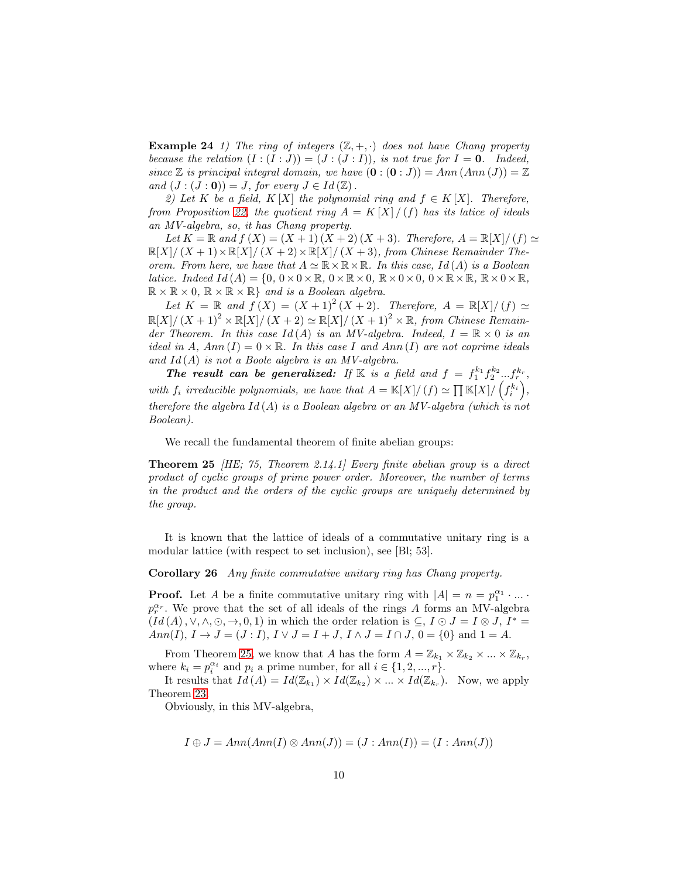**Example 24** *1) The ring of integers $(\mathbb{Z}, +, \cdot)$ does not have Chang property because the relation $(I : (I : J)) = (J : (J : I))$, is not true for $I = \mathbf{0}$. Indeed, since $\mathbb{Z}$ is principal integral domain, we have $(\mathbf{0} : (\mathbf{0} : J)) = Ann\,(Ann\,(J)) = \mathbb{Z}$ and $(J : (J : \mathbf{0})) = J$, for every $J \in Id\,(\mathbb{Z})$.*

*2) Let $K$ be a field, $K\,[X]$ the polynomial ring and $f \in K\,[X]$. Therefore, from Proposition 22, the quotient ring $A = K\,[X]\,/\,(f)$ has its latice of ideals an MV-algebra, so, it has Chang property.*

*Let $K = \mathbb{R}$ and $f\,(X) = (X + 1)\,(X + 2)\,(X + 3)$. Therefore, $A = \mathbb{R}[X]/\,(f) \simeq \mathbb{R}[X]/\,(X + 1) \times \mathbb{R}[X]/\,(X + 2) \times \mathbb{R}[X]/\,(X + 3)$, from Chinese Remainder Theorem. From here, we have that $A \simeq \mathbb{R} \times \mathbb{R} \times \mathbb{R}$. In this case, $Id\,(A)$ is a Boolean latice. Indeed $Id\,(A) = \{0,\, 0 \times 0 \times \mathbb{R},\, 0 \times \mathbb{R} \times 0,\, \mathbb{R} \times 0 \times 0,\, 0 \times \mathbb{R} \times \mathbb{R},\, \mathbb{R} \times 0 \times \mathbb{R},\, \mathbb{R} \times \mathbb{R} \times 0,\, \mathbb{R} \times \mathbb{R} \times \mathbb{R}\}$ and is a Boolean algebra.*

*Let $K = \mathbb{R}$ and $f\,(X) = (X + 1)^2\,(X + 2)$. Therefore, $A = \mathbb{R}[X]/\,(f) \simeq \mathbb{R}[X]/\,(X + 1)^2 \times \mathbb{R}[X]/\,(X + 2) \simeq \mathbb{R}[X]/\,(X + 1)^2 \times \mathbb{R}$, from Chinese Remainder Theorem. In this case $Id\,(A)$ is an MV-algebra. Indeed, $I = \mathbb{R} \times 0$ is an ideal in $A$, $Ann\,(I) = 0 \times \mathbb{R}$. In this case $I$ and $Ann\,(I)$ are not coprime ideals and $Id\,(A)$ is not a Boole algebra is an MV-algebra.*

***The result can be generalized:*** *If $\mathbb{K}$ is a field and $f = f_1^{k_1} f_2^{k_2} ... f_r^{k_r}$, with $f_i$ irreducible polynomials, we have that $A = \mathbb{K}[X]/\,(f) \simeq \prod \mathbb{K}[X]/\left(f_i^{k_i}\right)$, therefore the algebra $Id\,(A)$ is a Boolean algebra or an MV-algebra (which is not Boolean).*

We recall the fundamental theorem of finite abelian groups:

**Theorem 25** *[HE; 75, Theorem 2.14.1] Every finite abelian group is a direct product of cyclic groups of prime power order. Moreover, the number of terms in the product and the orders of the cyclic groups are uniquely determined by the group.*

It is known that the lattice of ideals of a commutative unitary ring is a modular lattice (with respect to set inclusion), see [Bl; 53].

**Corollary 26** *Any finite commutative unitary ring has Chang property.*

**Proof.** Let $A$ be a finite commutative unitary ring with $|A| = n = p_1^{\alpha_1} \cdot ... \cdot p_r^{\alpha_r}$. We prove that the set of all ideals of the rings $A$ forms an MV-algebra $(Id\,(A), \vee, \wedge, \odot, \rightarrow, 0, 1)$ in which the order relation is $\subseteq$, $I \odot J = I \otimes J$, $I^* = Ann(I)$, $I \rightarrow J = (J : I)$, $I \vee J = I + J$, $I \wedge J = I \cap J$, $0 = \{0\}$ and $1 = A$.

From Theorem 25, we know that $A$ has the form $A = \mathbb{Z}_{k_1} \times \mathbb{Z}_{k_2} \times ... \times \mathbb{Z}_{k_r}$, where $k_i = p_i^{\alpha_i}$ and $p_i$ a prime number, for all $i \in \{1, 2, ..., r\}$.

It results that $Id\,(A) = Id(\mathbb{Z}_{k_1}) \times Id(\mathbb{Z}_{k_2}) \times ... \times Id(\mathbb{Z}_{k_r})$. Now, we apply Theorem 23.

Obviously, in this MV-algebra,

$$I \oplus J = Ann(Ann(I) \otimes Ann(J)) = (J : Ann(I)) = (I : Ann(J))$$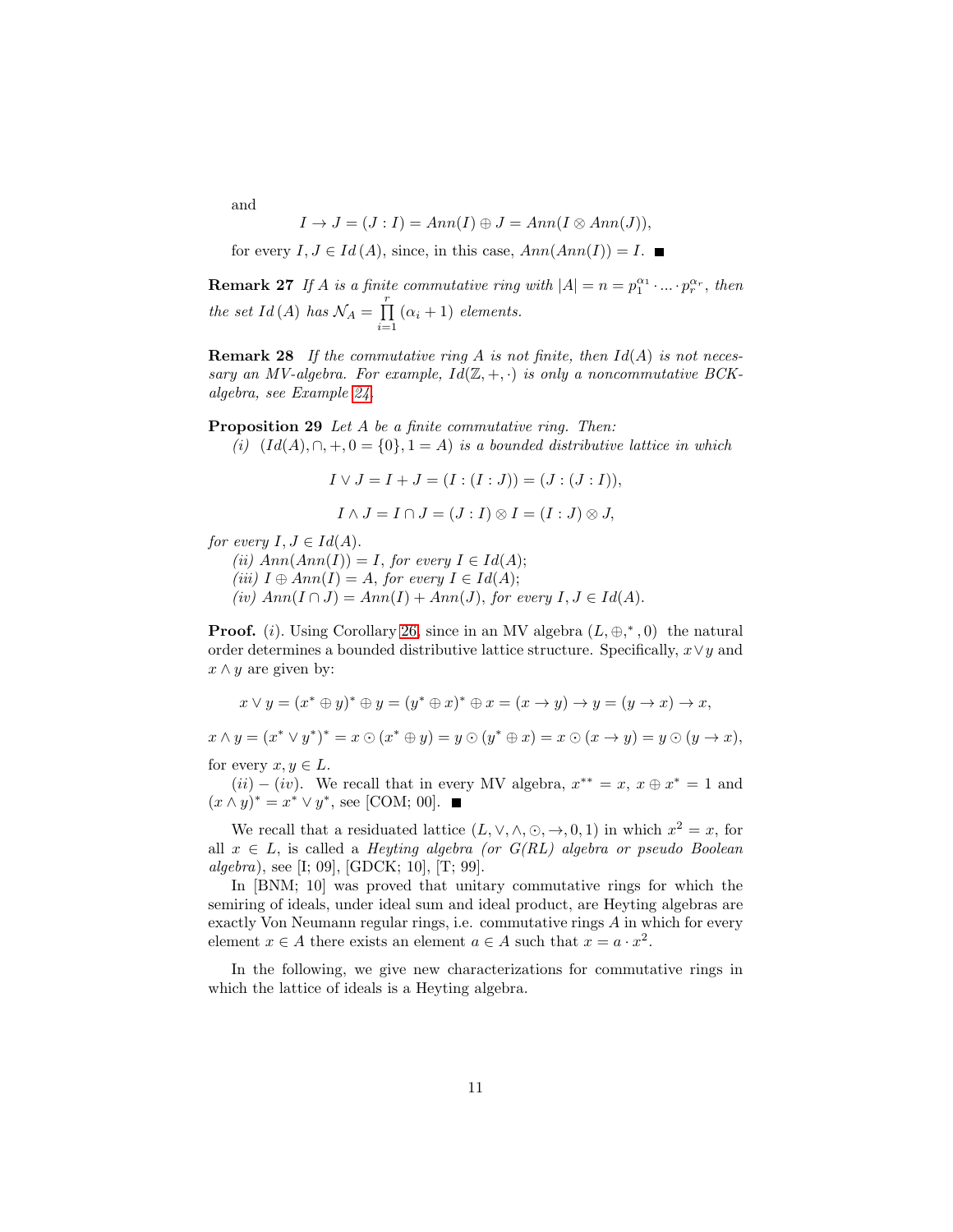and

$$I \to J = (J : I) = Ann(I) \oplus J = Ann(I \otimes Ann(J)),$$

for every $I, J \in Id\,(A)$, since, in this case, $Ann(Ann(I)) = I$. ■

**Remark 27** *If $A$ is a finite commutative ring with $|A| = n = p_1^{\alpha_1} \cdot ... \cdot p_r^{\alpha_r}$, then the set $Id\,(A)$ has $\mathcal{N}_A = \prod_{i=1}^{r} (\alpha_i + 1)$ elements.*

**Remark 28** *If the commutative ring $A$ is not finite, then $Id(A)$ is not necessary an MV-algebra. For example, $Id(\mathbb{Z}, +, \cdot)$ is only a noncommutative BCK-algebra, see Example 24.*

**Proposition 29** *Let $A$ be a finite commutative ring. Then:*

*(i) $(Id(A), \cap, +, 0 = \{0\}, 1 = A)$ is a bounded distributive lattice in which*

$$I \vee J = I + J = (I : (I : J)) = (J : (J : I)),$$

$$I \wedge J = I \cap J = (J : I) \otimes I = (I : J) \otimes J,$$

*for every $I, J \in Id(A)$.*

*(ii) $Ann(Ann(I)) = I$, for every $I \in Id(A)$;*

*(iii) $I \oplus Ann(I) = A$, for every $I \in Id(A)$;*

*(iv) $Ann(I \cap J) = Ann(I) + Ann(J)$, for every $I, J \in Id(A)$.*

**Proof.** $(i)$. Using Corollary 26, since in an MV algebra $(L, \oplus, ^*, 0)$ the natural order determines a bounded distributive lattice structure. Specifically, $x \vee y$ and $x \wedge y$ are given by:

$$x \vee y = (x^* \oplus y)^* \oplus y = (y^* \oplus x)^* \oplus x = (x \to y) \to y = (y \to x) \to x,$$

$$x \wedge y = (x^* \vee y^*)^* = x \odot (x^* \oplus y) = y \odot (y^* \oplus x) = x \odot (x \to y) = y \odot (y \to x),$$

for every $x, y \in L$.

$(ii) - (iv)$. We recall that in every MV algebra, $x^{**} = x$, $x \oplus x^* = 1$ and $(x \wedge y)^* = x^* \vee y^*$, see [COM; 00]. ■

We recall that a residuated lattice $(L, \vee, \wedge, \odot, \to, 0, 1)$ in which $x^2 = x$, for all $x \in L$, is called a *Heyting algebra (or G(RL) algebra or pseudo Boolean algebra)*, see [I; 09], [GDCK; 10], [T; 99].

In [BNM; 10] was proved that unitary commutative rings for which the semiring of ideals, under ideal sum and ideal product, are Heyting algebras are exactly Von Neumann regular rings, i.e. commutative rings $A$ in which for every element $x \in A$ there exists an element $a \in A$ such that $x = a \cdot x^2$.

In the following, we give new characterizations for commutative rings in which the lattice of ideals is a Heyting algebra.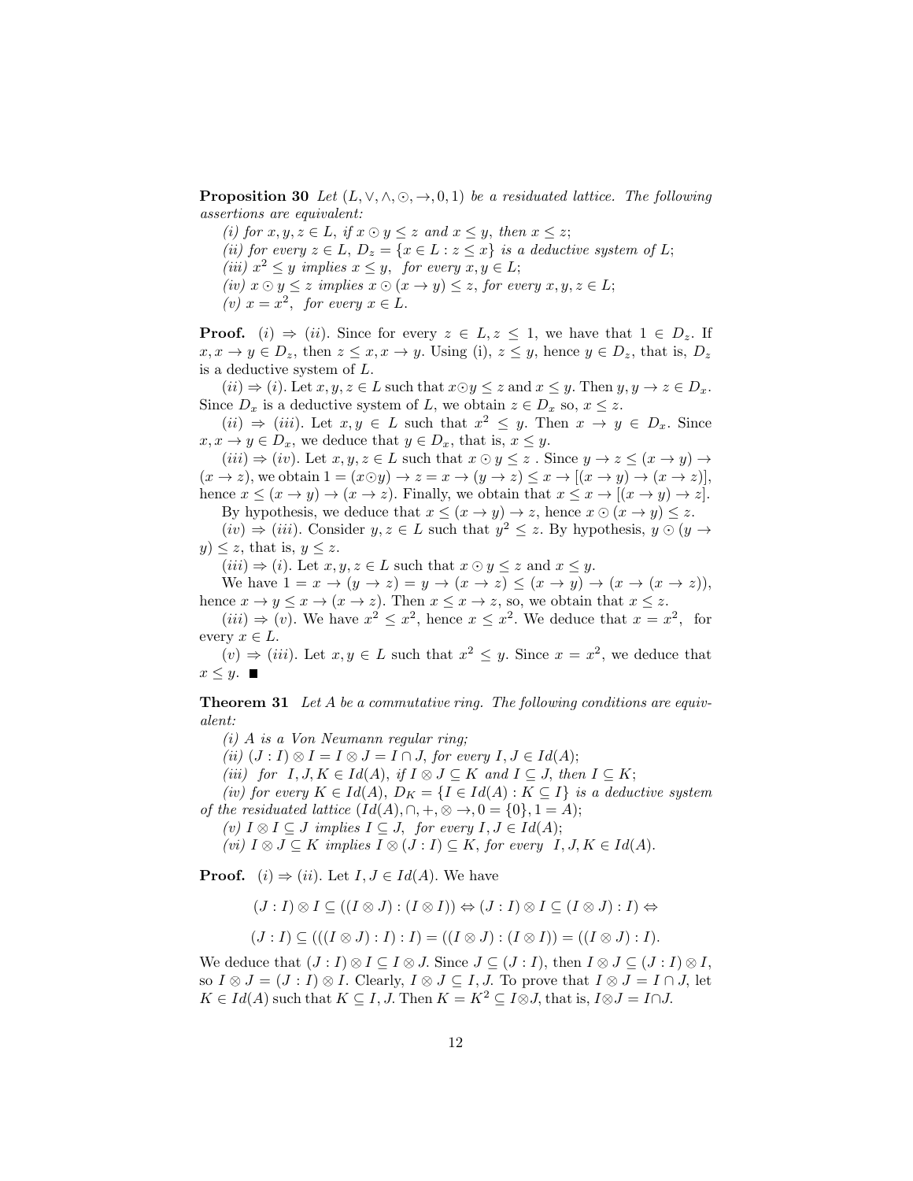**Proposition 30** *Let $(L, \vee, \wedge, \odot, \rightarrow, 0, 1)$ be a residuated lattice. The following assertions are equivalent:*

*(i) for $x, y, z \in L$, if $x \odot y \leq z$ and $x \leq y$, then $x \leq z$;*

*(ii) for every $z \in L$, $D_z = \{x \in L : z \leq x\}$ is a deductive system of $L$;*

*(iii) $x^2 \leq y$ implies $x \leq y$, for every $x, y \in L$;*

*(iv) $x \odot y \leq z$ implies $x \odot (x \rightarrow y) \leq z$, for every $x, y, z \in L$;*

*(v) $x = x^2$, for every $x \in L$.*

**Proof.** $(i) \Rightarrow (ii)$. Since for every $z \in L, z \leq 1$, we have that $1 \in D_z$. If $x, x \rightarrow y \in D_z$, then $z \leq x, x \rightarrow y$. Using (i), $z \leq y$, hence $y \in D_z$, that is, $D_z$ is a deductive system of $L$.

$(ii) \Rightarrow (i)$. Let $x, y, z \in L$ such that $x \odot y \leq z$ and $x \leq y$. Then $y, y \rightarrow z \in D_x$. Since $D_x$ is a deductive system of $L$, we obtain $z \in D_x$ so, $x \leq z$.

$(ii) \Rightarrow (iii)$. Let $x, y \in L$ such that $x^2 \leq y$. Then $x \rightarrow y \in D_x$. Since $x, x \rightarrow y \in D_x$, we deduce that $y \in D_x$, that is, $x \leq y$.

$(iii) \Rightarrow (iv)$. Let $x, y, z \in L$ such that $x \odot y \leq z$ . Since $y \rightarrow z \leq (x \rightarrow y) \rightarrow (x \rightarrow z)$, we obtain $1 = (x \odot y) \rightarrow z = x \rightarrow (y \rightarrow z) \leq x \rightarrow [(x \rightarrow y) \rightarrow (x \rightarrow z)]$, hence $x \leq (x \rightarrow y) \rightarrow (x \rightarrow z)$. Finally, we obtain that $x \leq x \rightarrow [(x \rightarrow y) \rightarrow z]$.

By hypothesis, we deduce that $x \leq (x \rightarrow y) \rightarrow z$, hence $x \odot (x \rightarrow y) \leq z$.

$(iv) \Rightarrow (iii)$. Consider $y, z \in L$ such that $y^2 \leq z$. By hypothesis, $y \odot (y \rightarrow y) \leq z$, that is, $y \leq z$.

$(iii) \Rightarrow (i)$. Let $x, y, z \in L$ such that $x \odot y \leq z$ and $x \leq y$.

We have $1 = x \rightarrow (y \rightarrow z) = y \rightarrow (x \rightarrow z) \leq (x \rightarrow y) \rightarrow (x \rightarrow (x \rightarrow z))$, hence $x \rightarrow y \leq x \rightarrow (x \rightarrow z)$. Then $x \leq x \rightarrow z$, so, we obtain that $x \leq z$.

$(iii) \Rightarrow (v)$. We have $x^2 \leq x^2$, hence $x \leq x^2$. We deduce that $x = x^2$, for every $x \in L$.

$(v) \Rightarrow (iii)$. Let $x, y \in L$ such that $x^2 \leq y$. Since $x = x^2$, we deduce that $x \leq y$. ■

**Theorem 31** *Let $A$ be a commutative ring. The following conditions are equivalent:*

*(i) $A$ is a Von Neumann regular ring;*

*(ii) $(J : I) \otimes I = I \otimes J = I \cap J$, for every $I, J \in Id(A)$;*

*(iii) for $I, J, K \in Id(A)$, if $I \otimes J \subseteq K$ and $I \subseteq J$, then $I \subseteq K$;*

*(iv) for every $K \in Id(A)$, $D_K = \{I \in Id(A) : K \subseteq I\}$ is a deductive system of the residuated lattice $(Id(A), \cap, +, \otimes \rightarrow, 0 = \{0\}, 1 = A)$;*

*(v) $I \otimes I \subseteq J$ implies $I \subseteq J$, for every $I, J \in Id(A)$;*

*(vi) $I \otimes J \subseteq K$ implies $I \otimes (J : I) \subseteq K$, for every $I, J, K \in Id(A)$.*

**Proof.** $(i) \Rightarrow (ii)$. Let $I, J \in Id(A)$. We have

$$(J : I) \otimes I \subseteq ((I \otimes J) : (I \otimes I)) \Leftrightarrow (J : I) \otimes I \subseteq (I \otimes J) : I) \Leftrightarrow$$

$$(J : I) \subseteq (((I \otimes J) : I) : I) = ((I \otimes J) : (I \otimes I)) = ((I \otimes J) : I).$$

We deduce that $(J : I) \otimes I \subseteq I \otimes J$. Since $J \subseteq (J : I)$, then $I \otimes J \subseteq (J : I) \otimes I$, so $I \otimes J = (J : I) \otimes I$. Clearly, $I \otimes J \subseteq I, J$. To prove that $I \otimes J = I \cap J$, let $K \in Id(A)$ such that $K \subseteq I, J$. Then $K = K^2 \subseteq I \otimes J$, that is, $I \otimes J = I \cap J$.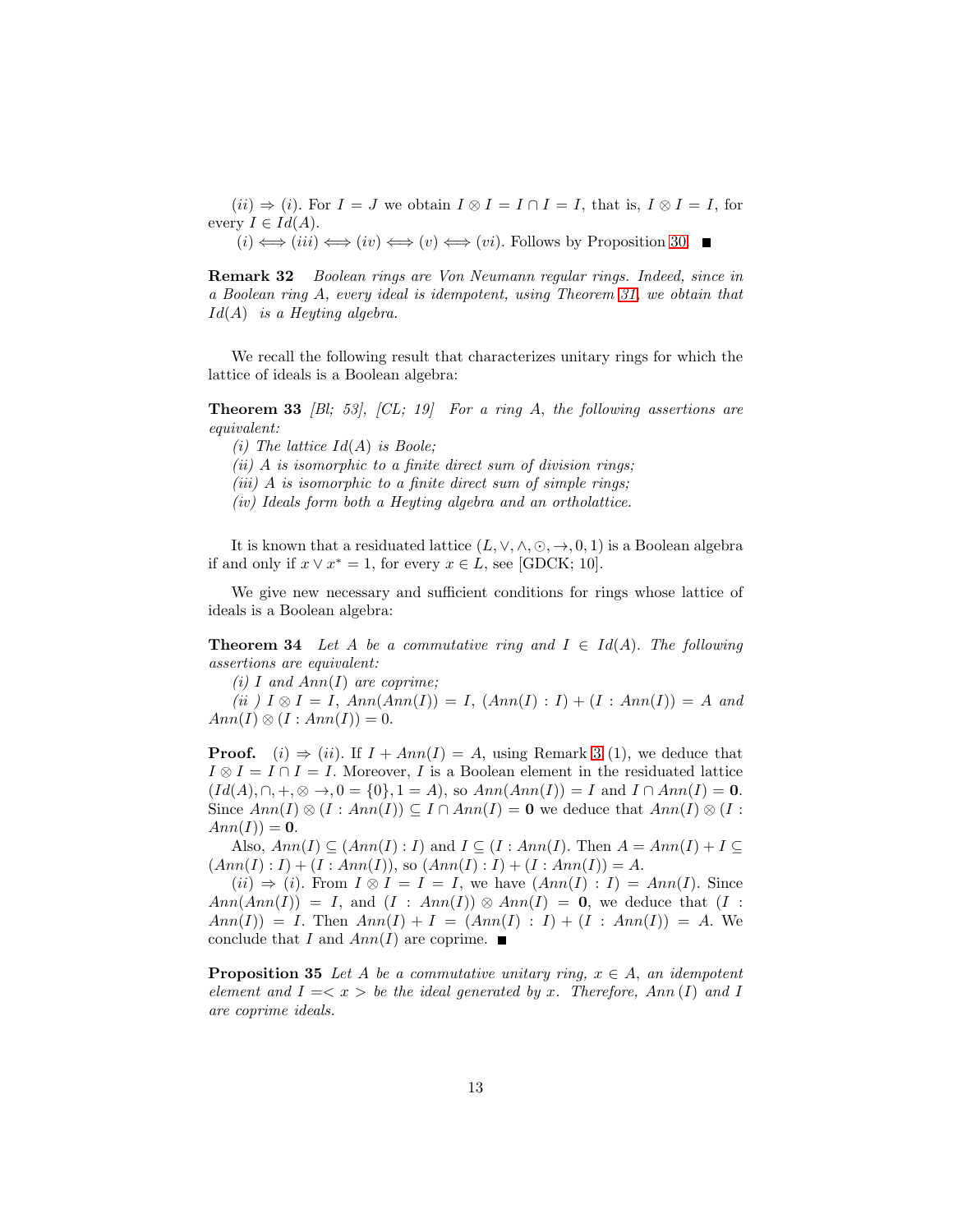$(ii) \Rightarrow (i)$. For $I = J$ we obtain $I \otimes I = I \cap I = I$, that is, $I \otimes I = I$, for every $I \in Id(A)$.

$(i) \Longleftrightarrow (iii) \Longleftrightarrow (iv) \Longleftrightarrow (v) \Longleftrightarrow (vi)$. Follows by Proposition 30. ∎

**Remark 32** *Boolean rings are Von Neumann regular rings. Indeed, since in a Boolean ring $A$, every ideal is idempotent, using Theorem 31, we obtain that $Id(A)$ is a Heyting algebra.*

We recall the following result that characterizes unitary rings for which the lattice of ideals is a Boolean algebra:

**Theorem 33** *[Bl; 53], [CL; 19] For a ring $A$, the following assertions are equivalent:*

*(i) The lattice $Id(A)$ is Boole;*

*(ii) $A$ is isomorphic to a finite direct sum of division rings;*

*(iii) $A$ is isomorphic to a finite direct sum of simple rings;*

*(iv) Ideals form both a Heyting algebra and an ortholattice.*

It is known that a residuated lattice $(L, \vee, \wedge, \odot, \rightarrow, 0, 1)$ is a Boolean algebra if and only if $x \vee x^* = 1$, for every $x \in L$, see [GDCK; 10].

We give new necessary and sufficient conditions for rings whose lattice of ideals is a Boolean algebra:

**Theorem 34** *Let $A$ be a commutative ring and $I \in Id(A)$. The following assertions are equivalent:*

*(i) $I$ and $Ann(I)$ are coprime;*

*(ii ) $I \otimes I = I$, $Ann(Ann(I)) = I$, $(Ann(I) : I) + (I : Ann(I)) = A$ and $Ann(I) \otimes (I : Ann(I)) = 0$.*

**Proof.** $(i) \Rightarrow (ii)$. If $I + Ann(I) = A$, using Remark 3 (1), we deduce that $I \otimes I = I \cap I = I$. Moreover, $I$ is a Boolean element in the residuated lattice $(Id(A), \cap, +, \otimes \rightarrow, 0 = \{0\}, 1 = A)$, so $Ann(Ann(I)) = I$ and $I \cap Ann(I) = \mathbf{0}$. Since $Ann(I) \otimes (I : Ann(I)) \subseteq I \cap Ann(I) = \mathbf{0}$ we deduce that $Ann(I) \otimes (I : Ann(I)) = \mathbf{0}$.

Also, $Ann(I) \subseteq (Ann(I) : I)$ and $I \subseteq (I : Ann(I)$. Then $A = Ann(I) + I \subseteq (Ann(I) : I) + (I : Ann(I))$, so $(Ann(I) : I) + (I : Ann(I)) = A$.

$(ii) \Rightarrow (i)$. From $I \otimes I = I = I$, we have $(Ann(I) : I) = Ann(I)$. Since $Ann(Ann(I)) = I$, and $(I : Ann(I)) \otimes Ann(I) = \mathbf{0}$, we deduce that $(I : Ann(I)) = I$. Then $Ann(I) + I = (Ann(I) : I) + (I : Ann(I)) = A$. We conclude that $I$ and $Ann(I)$ are coprime. ∎

**Proposition 35** *Let $A$ be a commutative unitary ring, $x \in A$, an idempotent element and $I =< x >$ be the ideal generated by $x$. Therefore, $Ann(I)$ and $I$ are coprime ideals.*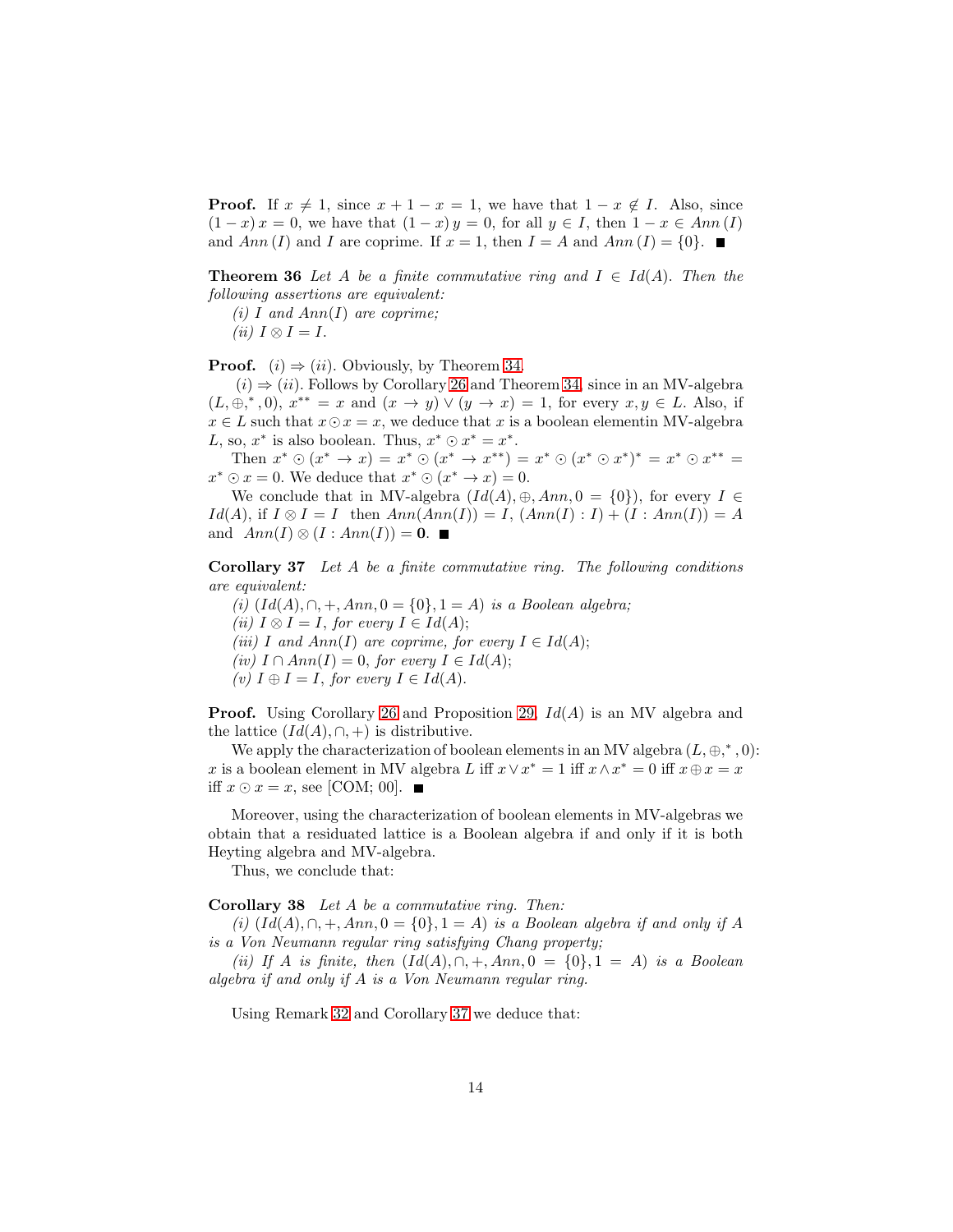**Proof.** If $x \neq 1$, since $x + 1 - x = 1$, we have that $1 - x \notin I$. Also, since $(1-x)\,x = 0$, we have that $(1-x)\,y = 0$, for all $y \in I$, then $1 - x \in Ann\,(I)$ and $Ann\,(I)$ and $I$ are coprime. If $x = 1$, then $I = A$ and $Ann\,(I) = \{0\}$. ■

**Theorem 36** *Let $A$ be a finite commutative ring and $I \in Id(A)$. Then the following assertions are equivalent:*

*(i) $I$ and $Ann(I)$ are coprime;*

*(ii) $I \otimes I = I$.*

**Proof.** $(i) \Rightarrow (ii)$. Obviously, by Theorem 34.

$(i) \Rightarrow (ii)$. Follows by Corollary 26 and Theorem 34, since in an MV-algebra $(L, \oplus, ^*, 0)$, $x^{**} = x$ and $(x \to y) \vee (y \to x) = 1$, for every $x, y \in L$. Also, if $x \in L$ such that $x \odot x = x$, we deduce that $x$ is a boolean elementin MV-algebra $L$, so, $x^*$ is also boolean. Thus, $x^* \odot x^* = x^*$.

Then $x^* \odot (x^* \to x) = x^* \odot (x^* \to x^{**}) = x^* \odot (x^* \odot x^*)^* = x^* \odot x^{**} = x^* \odot x = 0$. We deduce that $x^* \odot (x^* \to x) = 0$.

We conclude that in MV-algebra $(Id(A), \oplus, Ann, 0 = \{0\})$, for every $I \in Id(A)$, if $I \otimes I = I$ then $Ann(Ann(I)) = I$, $(Ann(I) : I) + (I : Ann(I)) = A$ and $Ann(I) \otimes (I : Ann(I)) = \mathbf{0}$. ■

**Corollary 37** *Let $A$ be a finite commutative ring. The following conditions are equivalent:*

*(i) $(Id(A), \cap, +, Ann, 0 = \{0\}, 1 = A)$ is a Boolean algebra;*

*(ii) $I \otimes I = I$, for every $I \in Id(A)$;*

*(iii) $I$ and $Ann(I)$ are coprime, for every $I \in Id(A)$;*

*(iv) $I \cap Ann(I) = 0$, for every $I \in Id(A)$;*

*(v) $I \oplus I = I$, for every $I \in Id(A)$.*

**Proof.** Using Corollary 26 and Proposition 29, $Id(A)$ is an MV algebra and the lattice $(Id(A), \cap, +)$ is distributive.

We apply the characterization of boolean elements in an MV algebra $(L, \oplus, ^*, 0)$: $x$ is a boolean element in MV algebra $L$ iff $x \vee x^* = 1$ iff $x \wedge x^* = 0$ iff $x \oplus x = x$ iff $x \odot x = x$, see [COM; 00]. ■

Moreover, using the characterization of boolean elements in MV-algebras we obtain that a residuated lattice is a Boolean algebra if and only if it is both Heyting algebra and MV-algebra.

Thus, we conclude that:

**Corollary 38** *Let $A$ be a commutative ring. Then:*

*(i) $(Id(A), \cap, +, Ann, 0 = \{0\}, 1 = A)$ is a Boolean algebra if and only if $A$ is a Von Neumann regular ring satisfying Chang property;*

*(ii) If $A$ is finite, then $(Id(A), \cap, +, Ann, 0 = \{0\}, 1 = A)$ is a Boolean algebra if and only if $A$ is a Von Neumann regular ring.*

Using Remark 32 and Corollary 37 we deduce that: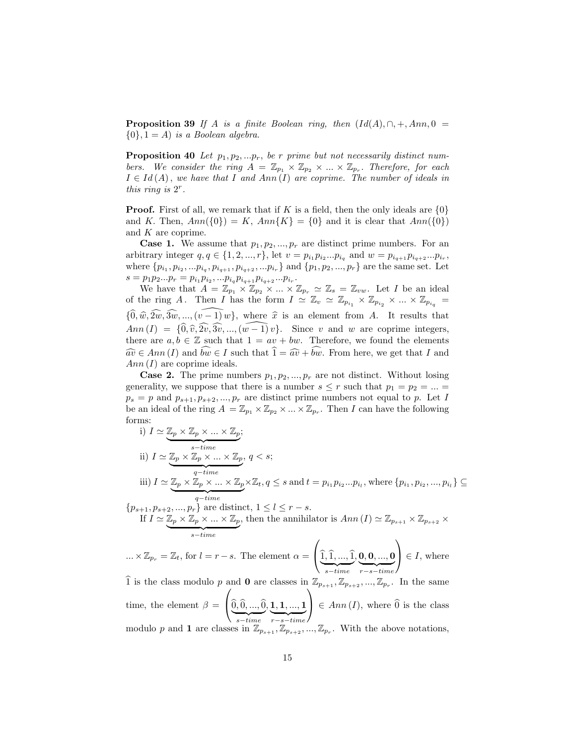**Proposition 39** *If $A$ is a finite Boolean ring, then $(Id(A), \cap, +, Ann, 0 = \{0\}, 1 = A)$ is a Boolean algebra.*

**Proposition 40** *Let $p_1, p_2, ...p_r$, be $r$ prime but not necessarily distinct numbers. We consider the ring $A = \mathbb{Z}_{p_1} \times \mathbb{Z}_{p_2} \times ... \times \mathbb{Z}_{p_r}$. Therefore, for each $I \in Id(A)$, we have that $I$ and $Ann(I)$ are coprime. The number of ideals in this ring is $2^r$.*

**Proof.** First of all, we remark that if $K$ is a field, then the only ideals are $\{0\}$ and $K$. Then, $Ann(\{0\}) = K$, $Ann\{K\} = \{0\}$ and it is clear that $Ann(\{0\})$ and $K$ are coprime.

**Case 1.** We assume that $p_1, p_2, ..., p_r$ are distinct prime numbers. For an arbitrary integer $q, q \in \{1, 2, ..., r\}$, let $v = p_{i_1} p_{i_2} ... p_{i_q}$ and $w = p_{i_{q+1}} p_{i_{q+2}} ... p_{i_r}$, where $\{p_{i_1}, p_{i_2}, ...p_{i_q}, p_{i_{q+1}}, p_{i_{q+2}}, ...p_{i_r}\}$ and $\{p_1, p_2, ..., p_r\}$ are the same set. Let $s = p_1 p_2 ... p_r = p_{i_1} p_{i_2}, ...p_{i_q} p_{i_{q+1}} p_{i_{q+2}} ... p_{i_r}$.

We have that $A = \mathbb{Z}_{p_1} \times \mathbb{Z}_{p_2} \times ... \times \mathbb{Z}_{p_r} \simeq \mathbb{Z}_s = \mathbb{Z}_{vw}$. Let $I$ be an ideal of the ring $A$. Then $I$ has the form $I \simeq \mathbb{Z}_v \simeq \mathbb{Z}_{p_{i_1}} \times \mathbb{Z}_{p_{i_2}} \times ... \times \mathbb{Z}_{p_{i_q}} = \{\widehat{0}, \widehat{w}, \widehat{2w}, \widehat{3w}, ..., \widehat{(v-1)w}\}$, where $\widehat{x}$ is an element from $A$. It results that $Ann(I) = \{\widehat{0}, \widehat{v}, \widehat{2v}, \widehat{3v}, ..., \widehat{(w-1)v}\}$. Since $v$ and $w$ are coprime integers, there are $a, b \in \mathbb{Z}$ such that $1 = av + bw$. Therefore, we found the elements $\widehat{av} \in Ann(I)$ and $\widehat{bw} \in I$ such that $\widehat{1} = \widehat{av} + \widehat{bw}$. From here, we get that $I$ and $Ann(I)$ are coprime ideals.

**Case 2.** The prime numbers $p_1, p_2, ..., p_r$ are not distinct. Without losing generality, we suppose that there is a number $s \leq r$ such that $p_1 = p_2 = ... = p_s = p$ and $p_{s+1}, p_{s+2}, ..., p_r$ are distinct prime numbers not equal to $p$. Let $I$ be an ideal of the ring $A = \mathbb{Z}_{p_1} \times \mathbb{Z}_{p_2} \times ... \times \mathbb{Z}_{p_r}$. Then $I$ can have the following forms:

i) $I \simeq \underbrace{\mathbb{Z}_p \times \mathbb{Z}_p \times ... \times \mathbb{Z}_p}_{s-time}$;

ii) $I \simeq \underbrace{\mathbb{Z}_p \times \mathbb{Z}_p \times ... \times \mathbb{Z}_p}_{q-time}$, $q < s$;

iii) $I \simeq \underbrace{\mathbb{Z}_p \times \mathbb{Z}_p \times ... \times \mathbb{Z}_p}_{q-time} \times \mathbb{Z}_t, q \leq s$ and $t = p_{i_1} p_{i_2} ... p_{i_l}$, where $\{p_{i_1}, p_{i_2}, ..., p_{i_l}\} \subseteq \{p_{s+1}, p_{s+2}, ..., p_r\}$ are distinct, $1 \leq l \leq r - s$.

If $I \simeq \underbrace{\mathbb{Z}_p \times \mathbb{Z}_p \times ... \times \mathbb{Z}_p}_{s-time}$, then the annihilator is $Ann(I) \simeq \mathbb{Z}_{p_{s+1}} \times \mathbb{Z}_{p_{s+2}} \times ... \times \mathbb{Z}_{p_r} = \mathbb{Z}_t$, for $l = r - s$. The element $\alpha = \left( \underbrace{\widehat{1}, \widehat{1}, ..., \widehat{1}}_{s-time}, \underbrace{\mathbf{0}, \mathbf{0}, ..., \mathbf{0}}_{r-s-time} \right) \in I$, where $\widehat{1}$ is the class modulo $p$ and $\mathbf{0}$ are classes in $\mathbb{Z}_{p_{s+1}}, \mathbb{Z}_{p_{s+2}}, ..., \mathbb{Z}_{p_r}$. In the same time, the element $\beta = \left( \underbrace{\widehat{0}, \widehat{0}, ..., \widehat{0}}_{s-time}, \underbrace{\mathbf{1}, \mathbf{1}, ..., \mathbf{1}}_{r-s-time} \right) \in Ann(I)$, where $\widehat{0}$ is the class modulo $p$ and $\mathbf{1}$ are classes in $\mathbb{Z}_{p_{s+1}}, \mathbb{Z}_{p_{s+2}}, ..., \mathbb{Z}_{p_r}$. With the above notations,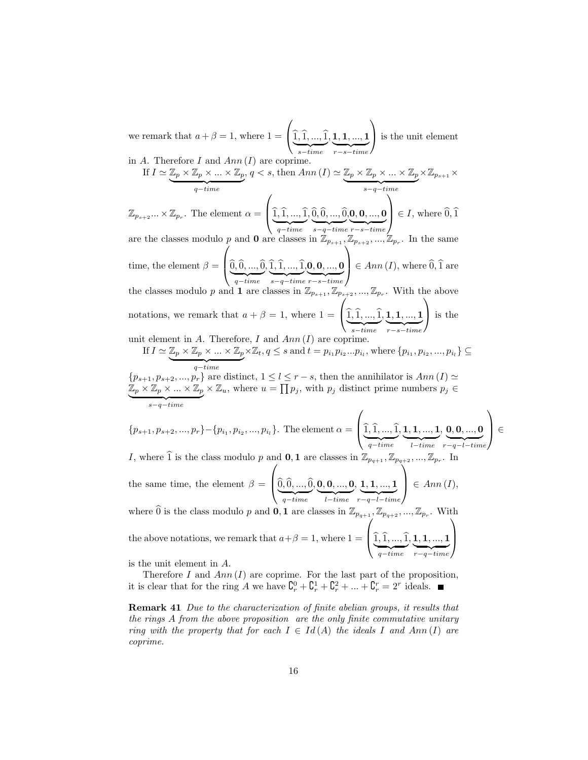we remark that $a+\beta=1$, where $1=\left(\underbrace{\widehat{1},\widehat{1},...,\widehat{1}}_{s-time},\underbrace{\mathbf{1},\mathbf{1},...,\mathbf{1}}_{r-s-time}\right)$ is the unit element in $A$. Therefore $I$ and $Ann\,(I)$ are coprime.

If $I\simeq\underbrace{\mathbb{Z}_p\times\mathbb{Z}_p\times...\times\mathbb{Z}_p}_{q-time}$, $q<s$, then $Ann\,(I)\simeq\underbrace{\mathbb{Z}_p\times\mathbb{Z}_p\times...\times\mathbb{Z}_p}_{s-q-time}\times\mathbb{Z}_{p_{s+1}}\times\mathbb{Z}_{p_{s+2}}...\times\mathbb{Z}_{p_r}$. The element $\alpha=\left(\underbrace{\widehat{1},\widehat{1},...,\widehat{1}}_{q-time},\underbrace{\widehat{0},\widehat{0},...,\widehat{0}}_{s-q-time},\underbrace{\mathbf{0},\mathbf{0},...,\mathbf{0}}_{r-s-time}\right)\in I$, where $\widehat{0},\widehat{1}$ are the classes modulo $p$ and $\mathbf{0}$ are classes in $\mathbb{Z}_{p_{s+1}},\mathbb{Z}_{p_{s+2}},...,\mathbb{Z}_{p_r}$. In the same time, the element $\beta=\left(\underbrace{\widehat{0},\widehat{0},...,\widehat{0}}_{q-time},\underbrace{\widehat{1},\widehat{1},...,\widehat{1}}_{s-q-time},\underbrace{\mathbf{0},\mathbf{0},...,\mathbf{0}}_{r-s-time}\right)\in Ann\,(I)$, where $\widehat{0},\widehat{1}$ are the classes modulo $p$ and $\mathbf{1}$ are classes in $\mathbb{Z}_{p_{s+1}},\mathbb{Z}_{p_{s+2}},...,\mathbb{Z}_{p_r}$. With the above notations, we remark that $a+\beta=1$, where $1=\left(\underbrace{\widehat{1},\widehat{1},...,\widehat{1}}_{s-time},\underbrace{\mathbf{1},\mathbf{1},...,\mathbf{1}}_{r-s-time}\right)$ is the unit element in $A$. Therefore, $I$ and $Ann\,(I)$ are coprime.

If $I\simeq\underbrace{\mathbb{Z}_p\times\mathbb{Z}_p\times...\times\mathbb{Z}_p}_{q-time}\times\mathbb{Z}_t$, $q\leq s$ and $t=p_{i_1}p_{i_2}...p_{i_l}$, where $\{p_{i_1},p_{i_2},...,p_{i_l}\}\subseteq\{p_{s+1},p_{s+2},...,p_r\}$ are distinct, $1\leq l\leq r-s$, then the annihilator is $Ann\,(I)\simeq\underbrace{\mathbb{Z}_p\times\mathbb{Z}_p\times...\times\mathbb{Z}_p}_{s-q-time}\times\mathbb{Z}_u$, where $u=\prod p_j$, with $p_j$ distinct prime numbers $p_j\in\{p_{s+1},p_{s+2},...,p_r\}-\{p_{i_1},p_{i_2},...,p_{i_l}\}$. The element $\alpha=\left(\underbrace{\widehat{1},\widehat{1},...,\widehat{1}}_{q-time},\underbrace{\mathbf{1},\mathbf{1},...,\mathbf{1}}_{l-time},\underbrace{\mathbf{0},\mathbf{0},...,\mathbf{0}}_{r-q-l-time}\right)\in I$, where $\widehat{1}$ is the class modulo $p$ and $\mathbf{0},\mathbf{1}$ are classes in $\mathbb{Z}_{p_{q+1}},\mathbb{Z}_{p_{q+2}},...,\mathbb{Z}_{p_r}$. In the same time, the element $\beta=\left(\underbrace{\widehat{0},\widehat{0},...,\widehat{0}}_{q-time},\underbrace{\mathbf{0},\mathbf{0},...,\mathbf{0}}_{l-time},\underbrace{\mathbf{1},\mathbf{1},...,\mathbf{1}}_{r-q-l-time}\right)\in Ann\,(I)$, where $\widehat{0}$ is the class modulo $p$ and $\mathbf{0},\mathbf{1}$ are classes in $\mathbb{Z}_{p_{q+1}},\mathbb{Z}_{p_{q+2}},...,\mathbb{Z}_{p_r}$. With the above notations, we remark that $a+\beta=1$, where $1=\left(\underbrace{\widehat{1},\widehat{1},...,\widehat{1}}_{q-time},\underbrace{\mathbf{1},\mathbf{1},...,\mathbf{1}}_{r-q-time}\right)$ is the unit element in $A$.

Therefore $I$ and $Ann\,(I)$ are coprime. For the last part of the proposition, it is clear that for the ring $A$ we have $\mathtt{C}_r^0+\mathtt{C}_r^1+\mathtt{C}_r^2+...+\mathtt{C}_r^r=2^r$ ideals. ■

**Remark 41** *Due to the characterization of finite abelian groups, it results that the rings $A$ from the above proposition are the only finite commutative unitary ring with the property that for each $I\in Id\,(A)$ the ideals $I$ and $Ann\,(I)$ are coprime.*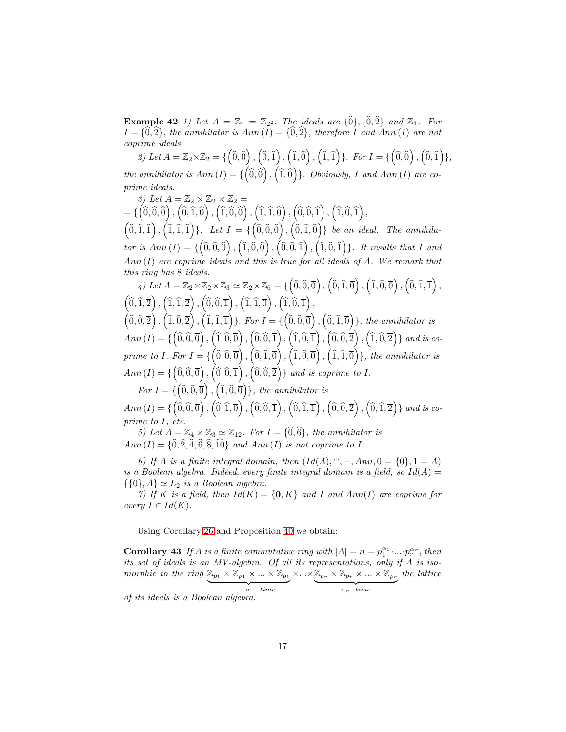**Example 42** *1) Let $A = \mathbb{Z}_4 = \mathbb{Z}_{2^2}$. The ideals are $\{\widehat{0}\}, \{\widehat{0}, \widehat{2}\}$ and $\mathbb{Z}_4$. For $I = \{\widehat{0}, \widehat{2}\}$, the annihilator is $Ann(I) = \{\widehat{0}, \widehat{2}\}$, therefore $I$ and $Ann(I)$ are not coprime ideals.*

*2) Let $A = \mathbb{Z}_2 \times \mathbb{Z}_2 = \{\left(\widehat{0}, \widehat{0}\right), \left(\widehat{0}, \widehat{1}\right), \left(\widehat{1}, \widehat{0}\right), \left(\widehat{1}, \widehat{1}\right)\}$. For $I = \{\left(\widehat{0}, \widehat{0}\right), \left(\widehat{0}, \widehat{1}\right)\}$, the annihilator is $Ann(I) = \{\left(\widehat{0}, \widehat{0}\right), \left(\widehat{1}, \widehat{0}\right)\}$. Obviously, $I$ and $Ann(I)$ are coprime ideals.*

*3) Let $A = \mathbb{Z}_2 \times \mathbb{Z}_2 \times \mathbb{Z}_2 =$
$= \{\left(\widehat{0}, \widehat{0}, \widehat{0}\right), \left(\widehat{0}, \widehat{1}, \widehat{0}\right), \left(\widehat{1}, \widehat{0}, \widehat{0}\right), \left(\widehat{1}, \widehat{1}, \widehat{0}\right), \left(\widehat{0}, \widehat{0}, \widehat{1}\right), \left(\widehat{1}, \widehat{0}, \widehat{1}\right),$
$\left(\widehat{0}, \widehat{1}, \widehat{1}\right), \left(\widehat{1}, \widehat{1}, \widehat{1}\right)\}$. Let $I = \{\left(\widehat{0}, \widehat{0}, \widehat{0}\right), \left(\widehat{0}, \widehat{1}, \widehat{0}\right)\}$ be an ideal. The annihilator is $Ann(I) = \{\left(\widehat{0}, \widehat{0}, \widehat{0}\right), \left(\widehat{1}, \widehat{0}, \widehat{0}\right), \left(\widehat{0}, \widehat{0}, \widehat{1}\right), \left(\widehat{1}, \widehat{0}, \widehat{1}\right)\}$. It results that $I$ and $Ann(I)$ are coprime ideals and this is true for all ideals of $A$. We remark that this ring has 8 ideals.*

*4) Let $A = \mathbb{Z}_2 \times \mathbb{Z}_2 \times \mathbb{Z}_3 \simeq \mathbb{Z}_2 \times \mathbb{Z}_6 = \{\left(\widehat{0}, \widehat{0}, \overline{0}\right), \left(\widehat{0}, \widehat{1}, \overline{0}\right), \left(\widehat{1}, \widehat{0}, \overline{0}\right), \left(\widehat{0}, \widehat{1}, \overline{1}\right),$
$\left(\widehat{0}, \widehat{1}, \overline{2}\right), \left(\widehat{1}, \widehat{1}, \overline{2}\right), \left(\widehat{0}, \widehat{0}, \overline{1}\right), \left(\widehat{1}, \widehat{1}, \overline{0}\right), \left(\widehat{1}, \widehat{0}, \overline{1}\right),$
$\left(\widehat{0}, \widehat{0}, \overline{2}\right), \left(\widehat{1}, \widehat{0}, \overline{2}\right), \left(\widehat{1}, \widehat{1}, \overline{1}\right)\}$. For $I = \{\left(\widehat{0}, \widehat{0}, \overline{0}\right), \left(\widehat{0}, \widehat{1}, \overline{0}\right)\}$, the annihilator is $Ann(I) = \{\left(\widehat{0}, \widehat{0}, \overline{0}\right), \left(\widehat{1}, \widehat{0}, \overline{0}\right), \left(\widehat{0}, \widehat{0}, \overline{1}\right), \left(\widehat{1}, \widehat{0}, \overline{1}\right), \left(\widehat{0}, \widehat{0}, \overline{2}\right), \left(\widehat{1}, \widehat{0}, \overline{2}\right)\}$ and is coprime to $I$. For $I = \{\left(\widehat{0}, \widehat{0}, \overline{0}\right), \left(\widehat{0}, \widehat{1}, \overline{0}\right), \left(\widehat{1}, \widehat{0}, \overline{0}\right), \left(\widehat{1}, \widehat{1}, \overline{0}\right)\}$, the annihilator is $Ann(I) = \{\left(\widehat{0}, \widehat{0}, \overline{0}\right), \left(\widehat{0}, \widehat{0}, \overline{1}\right), \left(\widehat{0}, \widehat{0}, \overline{2}\right)\}$ and is coprime to $I$.*

*For $I = \{\left(\widehat{0}, \widehat{0}, \overline{0}\right), \left(\widehat{1}, \widehat{0}, \overline{0}\right)\}$, the annihilator is
$Ann(I) = \{\left(\widehat{0}, \widehat{0}, \overline{0}\right), \left(\widehat{0}, \widehat{1}, \overline{0}\right), \left(\widehat{0}, \widehat{0}, \overline{1}\right), \left(\widehat{0}, \widehat{1}, \overline{1}\right), \left(\widehat{0}, \widehat{0}, \overline{2}\right), \left(\widehat{0}, \widehat{1}, \overline{2}\right)\}$ and is coprime to $I$, etc.*

*5) Let $A = \mathbb{Z}_4 \times \mathbb{Z}_3 \simeq \mathbb{Z}_{12}$. For $I = \{\widehat{0}, \widehat{6}\}$, the annihilator is
$Ann(I) = \{\widehat{0}, \widehat{2}, \widehat{4}, \widehat{6}, \widehat{8}, \widehat{10}\}$ and $Ann(I)$ is not coprime to $I$.*

*6) If $A$ is a finite integral domain, then $(Id(A), \cap, +, Ann, 0 = \{0\}, 1 = A)$ is a Boolean algebra. Indeed, every finite integral domain is a field, so $Id(A) = \{\{0\}, A\} \simeq L_2$ is a Boolean algebra.*

*7) If $K$ is a field, then $Id(K) = \{\mathbf{0}, K\}$ and $I$ and $Ann(I)$ are coprime for every $I \in Id(K)$.*

Using Corollary 26 and Proposition 40 we obtain:

**Corollary 43** *If $A$ is a finite commutative ring with $|A| = n = p_1^{\alpha_1} \cdot ... \cdot p_r^{\alpha_r}$, then its set of ideals is an MV-algebra. Of all its representations, only if $A$ is isomorphic to the ring $\underbrace{\mathbb{Z}_{p_1} \times \mathbb{Z}_{p_1} \times ... \times \mathbb{Z}_{p_1}}_{\alpha_1-time} \times ... \times \underbrace{\mathbb{Z}_{p_r} \times \mathbb{Z}_{p_r} \times ... \times \mathbb{Z}_{p_r}}_{\alpha_r-time}$ the lattice of its ideals is a Boolean algebra.*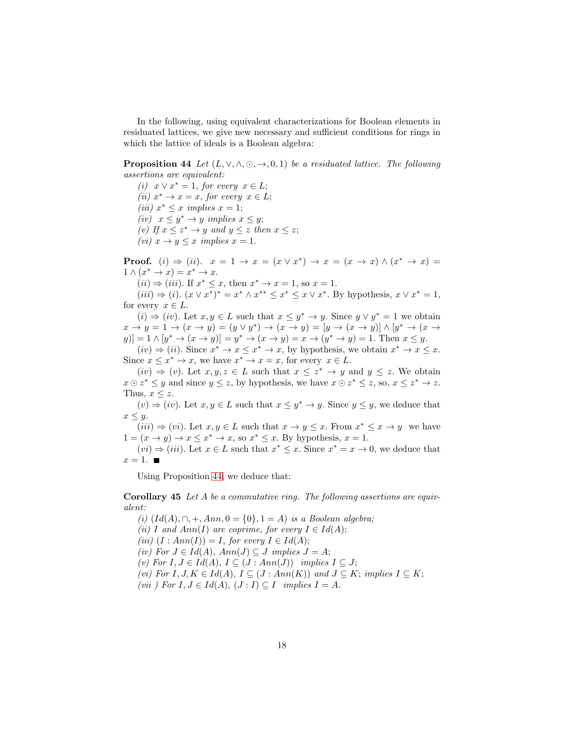In the following, using equivalent characterizations for Boolean elements in residuated lattices, we give new necessary and sufficient conditions for rings in which the lattice of ideals is a Boolean algebra:

**Proposition 44** *Let $(L, \vee, \wedge, \odot, \rightarrow, 0, 1)$ be a residuated lattice. The following assertions are equivalent:*

*(i)* $x \vee x^* = 1$, *for every* $x \in L$;

*(ii)* $x^* \rightarrow x = x$, *for every* $x \in L$;

*(iii)* $x^* \leq x$ *implies* $x = 1$;

*(iv)* $x \leq y^* \rightarrow y$ *implies* $x \leq y$;

*(v) If* $x \leq z^* \rightarrow y$ *and* $y \leq z$ *then* $x \leq z$;

*(vi)* $x \rightarrow y \leq x$ *implies* $x = 1$.

**Proof.** $(i) \Rightarrow (ii)$. $x = 1 \rightarrow x = (x \vee x^*) \rightarrow x = (x \rightarrow x) \wedge (x^* \rightarrow x) = 1 \wedge (x^* \rightarrow x) = x^* \rightarrow x$.

$(ii) \Rightarrow (iii)$. If $x^* \leq x$, then $x^* \rightarrow x = 1$, so $x = 1$.

$(iii) \Rightarrow (i)$. $(x \vee x^*)^* = x^* \wedge x^{**} \leq x^* \leq x \vee x^*$. By hypothesis, $x \vee x^* = 1$, for every $x \in L$.

$(i) \Rightarrow (iv)$. Let $x, y \in L$ such that $x \leq y^* \rightarrow y$. Since $y \vee y^* = 1$ we obtain $x \rightarrow y = 1 \rightarrow (x \rightarrow y) = (y \vee y^*) \rightarrow (x \rightarrow y) = [y \rightarrow (x \rightarrow y)] \wedge [y^* \rightarrow (x \rightarrow y)] = 1 \wedge [y^* \rightarrow (x \rightarrow y)] = y^* \rightarrow (x \rightarrow y) = x \rightarrow (y^* \rightarrow y) = 1$. Then $x \leq y$.

$(iv) \Rightarrow (ii)$. Since $x^* \rightarrow x \leq x^* \rightarrow x$, by hypothesis, we obtain $x^* \rightarrow x \leq x$. Since $x \leq x^* \rightarrow x$, we have $x^* \rightarrow x = x$, for every $x \in L$.

$(iv) \Rightarrow (v)$. Let $x, y, z \in L$ such that $x \leq z^* \rightarrow y$ and $y \leq z$. We obtain $x \odot z^* \leq y$ and since $y \leq z$, by hypothesis, we have $x \odot z^* \leq z$, so, $x \leq z^* \rightarrow z$. Thus, $x \leq z$.

$(v) \Rightarrow (iv)$. Let $x, y \in L$ such that $x \leq y^* \rightarrow y$. Since $y \leq y$, we deduce that $x \leq y$.

$(iii) \Rightarrow (vi)$. Let $x, y \in L$ such that $x \rightarrow y \leq x$. From $x^* \leq x \rightarrow y$ we have $1 = (x \rightarrow y) \rightarrow x \leq x^* \rightarrow x$, so $x^* \leq x$. By hypothesis, $x = 1$.

$(vi) \Rightarrow (iii)$. Let $x \in L$ such that $x^* \leq x$. Since $x^* = x \rightarrow 0$, we deduce that $x = 1$. ■

Using Proposition 44, we deduce that:

**Corollary 45** *Let $A$ be a commutative ring. The following assertions are equivalent:*

*(i)* $(Id(A), \cap, +, Ann, 0 = \{0\}, 1 = A)$ *is a Boolean algebra;*

*(ii)* $I$ *and* $Ann(I)$ *are coprime, for every* $I \in Id(A)$;

*(iii)* $(I : Ann(I)) = I$, *for every* $I \in Id(A)$;

*(iv) For* $J \in Id(A)$, $Ann(J) \subseteq J$ *implies* $J = A$;

*(v) For* $I, J \in Id(A)$, $I \subseteq (J : Ann(J))$ *implies* $I \subseteq J$;

*(vi) For* $I, J, K \in Id(A)$, $I \subseteq (J : Ann(K))$ *and* $J \subseteq K$; *implies* $I \subseteq K$;

*(vii ) For* $I, J \in Id(A)$, $(J : I) \subseteq I$ *implies* $I = A$.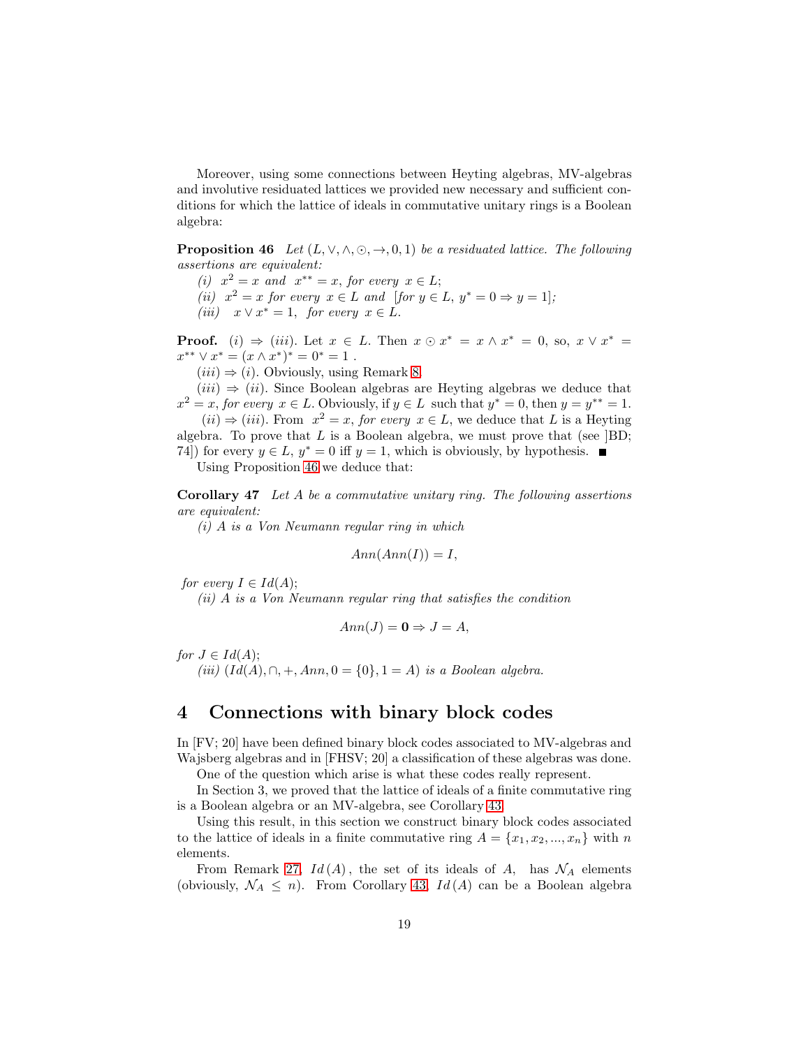Moreover, using some connections between Heyting algebras, MV-algebras and involutive residuated lattices we provided new necessary and sufficient conditions for which the lattice of ideals in commutative unitary rings is a Boolean algebra:

**Proposition 46** *Let $(L, \vee, \wedge, \odot, \rightarrow, 0, 1)$ be a residuated lattice. The following assertions are equivalent:*

*(i)* $x^2 = x$ *and* $x^{**} = x$*, for every* $x \in L$*;*

*(ii)* $x^2 = x$ *for every* $x \in L$ *and* [*for* $y \in L$*,* $y^* = 0 \Rightarrow y = 1$]*;*

*(iii)* $x \vee x^* = 1$*, for every* $x \in L$*.*

**Proof.** $(i) \Rightarrow (iii)$. Let $x \in L$. Then $x \odot x^* = x \wedge x^* = 0$, so, $x \vee x^* = x^{**} \vee x^* = (x \wedge x^*)^* = 0^* = 1$ .

$(iii) \Rightarrow (i)$. Obviously, using Remark 8.

$(iii) \Rightarrow (ii)$. Since Boolean algebras are Heyting algebras we deduce that $x^2 = x$, *for every* $x \in L$. Obviously, if $y \in L$ such that $y^* = 0$, then $y = y^{**} = 1$.

$(ii) \Rightarrow (iii)$. From $x^2 = x$, *for every* $x \in L$, we deduce that $L$ is a Heyting algebra. To prove that $L$ is a Boolean algebra, we must prove that (see ]BD; 74]) for every $y \in L$, $y^* = 0$ iff $y = 1$, which is obviously, by hypothesis. ■

Using Proposition 46 we deduce that:

**Corollary 47** *Let $A$ be a commutative unitary ring. The following assertions are equivalent:*

*(i) $A$ is a Von Neumann regular ring in which*

$$Ann(Ann(I)) = I,$$

*for every $I \in Id(A)$;*

*(ii) $A$ is a Von Neumann regular ring that satisfies the condition*

$$Ann(J) = \mathbf{0} \Rightarrow J = A,$$

*for $J \in Id(A)$;*

*(iii) $(Id(A), \cap, +, Ann, 0 = \{0\}, 1 = A)$ is a Boolean algebra.*

## 4 Connections with binary block codes

In [FV; 20] have been defined binary block codes associated to MV-algebras and Wajsberg algebras and in [FHSV; 20] a classification of these algebras was done.

One of the question which arise is what these codes really represent.

In Section 3, we proved that the lattice of ideals of a finite commutative ring is a Boolean algebra or an MV-algebra, see Corollary 43.

Using this result, in this section we construct binary block codes associated to the lattice of ideals in a finite commutative ring $A = \{x_1, x_2, ..., x_n\}$ with $n$ elements.

From Remark 27, $Id(A)$, the set of its ideals of $A$, has $\mathcal{N}_A$ elements (obviously, $\mathcal{N}_A \leq n$). From Corollary 43, $Id(A)$ can be a Boolean algebra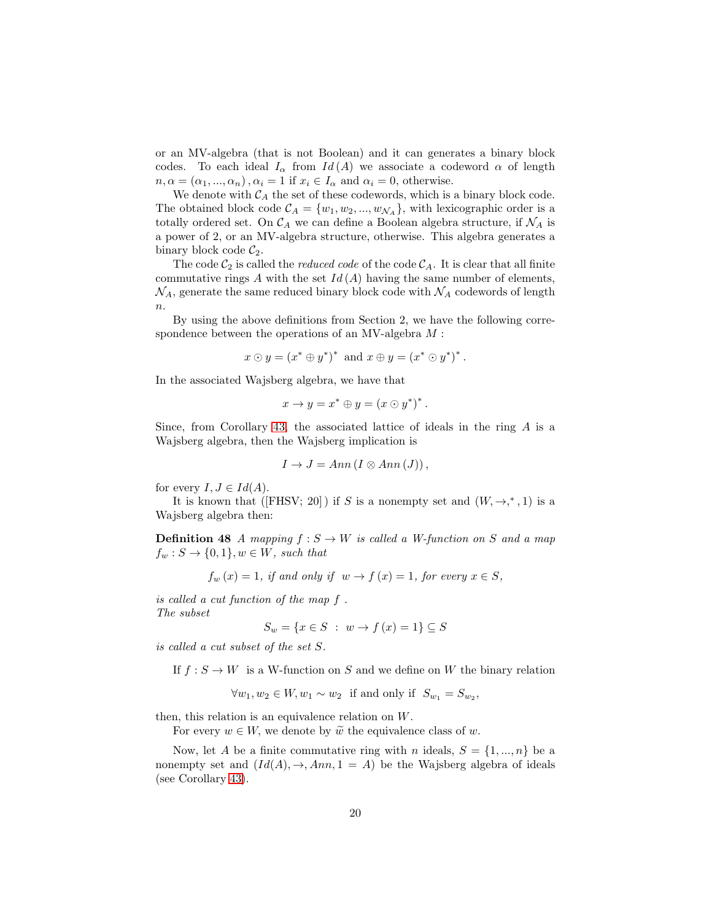or an MV-algebra (that is not Boolean) and it can generates a binary block codes. To each ideal $I_\alpha$ from $Id(A)$ we associate a codeword $\alpha$ of length $n, \alpha = (\alpha_1, ..., \alpha_n), \alpha_i = 1$ if $x_i \in I_\alpha$ and $\alpha_i = 0$, otherwise.

We denote with $\mathcal{C}_A$ the set of these codewords, which is a binary block code. The obtained block code $\mathcal{C}_A = \{w_1, w_2, ..., w_{\mathcal{N}_A}\}$, with lexicographic order is a totally ordered set. On $\mathcal{C}_A$ we can define a Boolean algebra structure, if $\mathcal{N}_A$ is a power of 2, or an MV-algebra structure, otherwise. This algebra generates a binary block code $\mathcal{C}_2$.

The code $\mathcal{C}_2$ is called the *reduced code* of the code $\mathcal{C}_A$. It is clear that all finite commutative rings $A$ with the set $Id(A)$ having the same number of elements, $\mathcal{N}_A$, generate the same reduced binary block code with $\mathcal{N}_A$ codewords of length $n$.

By using the above definitions from Section 2, we have the following correspondence between the operations of an MV-algebra $M$ :

$$x \odot y = (x^* \oplus y^*)^* \text{ and } x \oplus y = (x^* \odot y^*)^*.$$

In the associated Wajsberg algebra, we have that

$$x \to y = x^* \oplus y = (x \odot y^*)^*.$$

Since, from Corollary 43, the associated lattice of ideals in the ring $A$ is a Wajsberg algebra, then the Wajsberg implication is

$$I \to J = Ann\left(I \otimes Ann\left(J\right)\right),$$

for every $I, J \in Id(A)$.

It is known that ([FHSV; 20]) if $S$ is a nonempty set and $(W, \to, ^*, 1)$ is a Wajsberg algebra then:

**Definition 48** *A mapping $f : S \to W$ is called a W-function on $S$ and a map $f_w : S \to \{0, 1\}, w \in W$, such that*

$$f_w(x) = 1, \text{ if and only if } w \to f(x) = 1, \text{ for every } x \in S,$$

*is called a cut function of the map $f$ .*
*The subset*

$$S_w = \{x \in S \ : \ w \to f(x) = 1\} \subseteq S$$

*is called a cut subset of the set $S$.*

If $f : S \to W$ is a W-function on $S$ and we define on $W$ the binary relation

$$\forall w_1, w_2 \in W, w_1 \sim w_2 \text{ if and only if } S_{w_1} = S_{w_2},$$

then, this relation is an equivalence relation on $W$.

For every $w \in W$, we denote by $\widetilde{w}$ the equivalence class of $w$.

Now, let $A$ be a finite commutative ring with $n$ ideals, $S = \{1, ..., n\}$ be a nonempty set and $(Id(A), \to, Ann, 1 = A)$ be the Wajsberg algebra of ideals (see Corollary 43).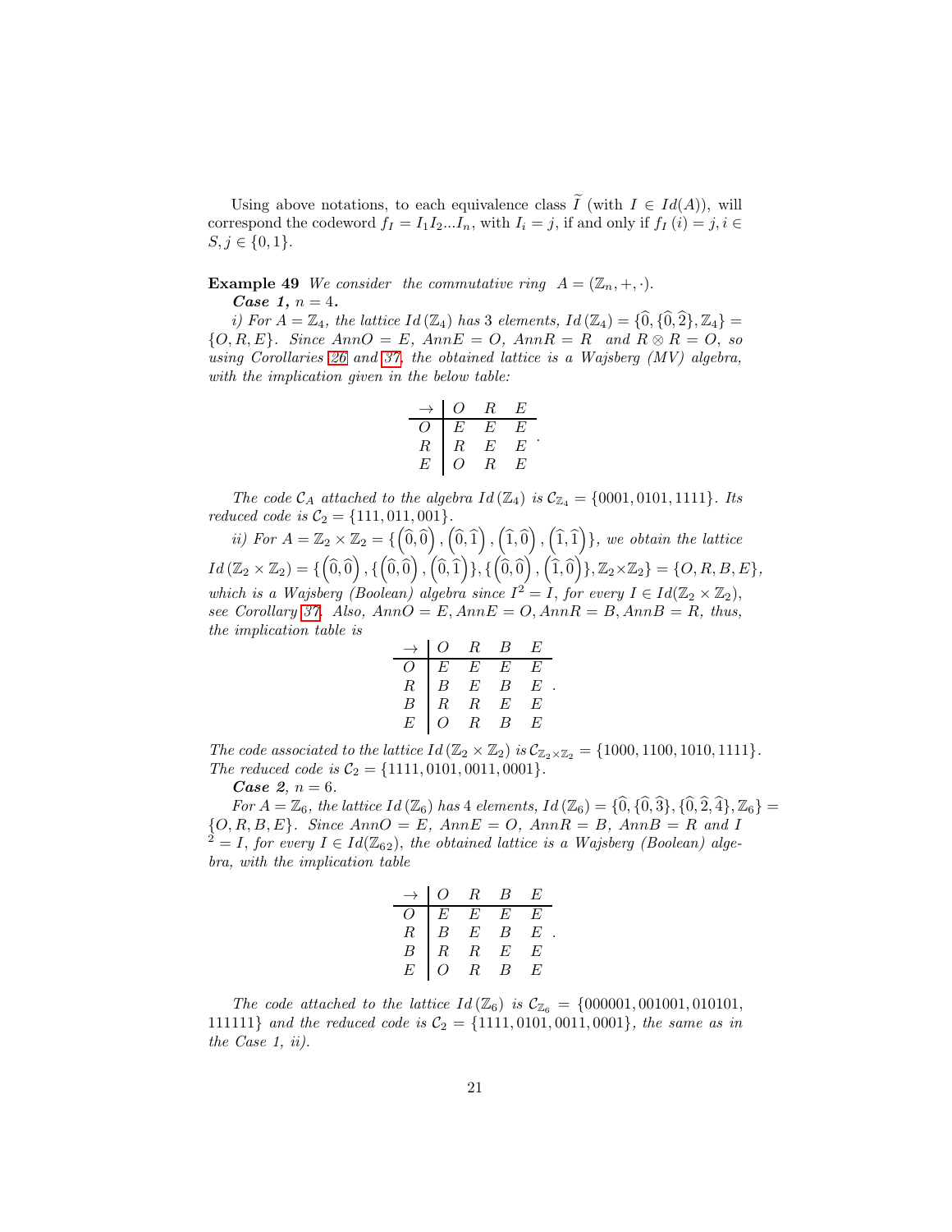Using above notations, to each equivalence class $\widetilde{I}$ (with $I \in Id(A)$), will correspond the codeword $f_I = I_1 I_2 ... I_n$, with $I_i = j$, if and only if $f_I(i) = j, i \in S, j \in \{0, 1\}$.

**Example 49** *We consider the commutative ring* $A = (\mathbb{Z}_n, +, \cdot)$.

***Case 1,*** $n = 4$***.***

*i) For* $A = \mathbb{Z}_4$*, the lattice* $Id(\mathbb{Z}_4)$ *has 3 elements,* $Id(\mathbb{Z}_4) = \{\widehat{0}, \{\widehat{0}, \widehat{2}\}, \mathbb{Z}_4\} = \{O, R, E\}$*. Since* $AnnO = E$*,* $AnnE = O$*,* $AnnR = R$ *and* $R \otimes R = O$*, so using Corollaries 26 and 37, the obtained lattice is a Wajsberg (MV) algebra, with the implication given in the below table:*

| $\rightarrow$ | $O$ | $R$ | $E$ |
|---|---|---|---|
| $O$ | $E$ | $E$ | $E$ |
| $R$ | $R$ | $E$ | $E$ |
| $E$ | $O$ | $R$ | $E$ |

*The code* $\mathcal{C}_A$ *attached to the algebra* $Id(\mathbb{Z}_4)$ *is* $\mathcal{C}_{\mathbb{Z}_4} = \{0001, 0101, 1111\}$*. Its reduced code is* $\mathcal{C}_2 = \{111, 011, 001\}$*.*

*ii) For* $A = \mathbb{Z}_2 \times \mathbb{Z}_2 = \{\left(\widehat{0}, \widehat{0}\right), \left(\widehat{0}, \widehat{1}\right), \left(\widehat{1}, \widehat{0}\right), \left(\widehat{1}, \widehat{1}\right)\}$*, we obtain the lattice* $Id(\mathbb{Z}_2 \times \mathbb{Z}_2) = \{\left(\widehat{0}, \widehat{0}\right), \{\left(\widehat{0}, \widehat{0}\right), \left(\widehat{0}, \widehat{1}\right)\}, \{\left(\widehat{0}, \widehat{0}\right), \left(\widehat{1}, \widehat{0}\right)\}, \mathbb{Z}_2 \times \mathbb{Z}_2\} = \{O, R, B, E\}$*, which is a Wajsberg (Boolean) algebra since* $I^2 = I$*, for every* $I \in Id(\mathbb{Z}_2 \times \mathbb{Z}_2)$*, see Corollary 37. Also,* $AnnO = E, AnnE = O, AnnR = B, AnnB = R$*, thus, the implication table is*

| $\rightarrow$ | $O$ | $R$ | $B$ | $E$ |
|---|---|---|---|---|
| $O$ | $E$ | $E$ | $E$ | $E$ |
| $R$ | $B$ | $E$ | $B$ | $E$ |
| $B$ | $R$ | $R$ | $E$ | $E$ |
| $E$ | $O$ | $R$ | $B$ | $E$ |

*The code associated to the lattice* $Id(\mathbb{Z}_2 \times \mathbb{Z}_2)$ *is* $\mathcal{C}_{\mathbb{Z}_2 \times \mathbb{Z}_2} = \{1000, 1100, 1010, 1111\}$*. The reduced code is* $\mathcal{C}_2 = \{1111, 0101, 0011, 0001\}$*.*

***Case 2****,* $n = 6$*.*

*For* $A = \mathbb{Z}_6$*, the lattice* $Id(\mathbb{Z}_6)$ *has 4 elements,* $Id(\mathbb{Z}_6) = \{\widehat{0}, \{\widehat{0}, \widehat{3}\}, \{\widehat{0}, \widehat{2}, \widehat{4}\}, \mathbb{Z}_6\} = \{O, R, B, E\}$*. Since* $AnnO = E$*,* $AnnE = O$*,* $AnnR = B$*,* $AnnB = R$ *and* $I^2 = I$*, for every* $I \in Id(\mathbb{Z}_{62})$*, the obtained lattice is a Wajsberg (Boolean) algebra, with the implication table*

| $\rightarrow$ | $O$ | $R$ | $B$ | $E$ |
|---|---|---|---|---|
| $O$ | $E$ | $E$ | $E$ | $E$ |
| $R$ | $B$ | $E$ | $B$ | $E$ |
| $B$ | $R$ | $R$ | $E$ | $E$ |
| $E$ | $O$ | $R$ | $B$ | $E$ |

*The code attached to the lattice* $Id(\mathbb{Z}_6)$ *is* $\mathcal{C}_{\mathbb{Z}_6} = \{000001, 001001, 010101, 111111\}$ *and the reduced code is* $\mathcal{C}_2 = \{1111, 0101, 0011, 0001\}$*, the same as in the Case 1, ii).*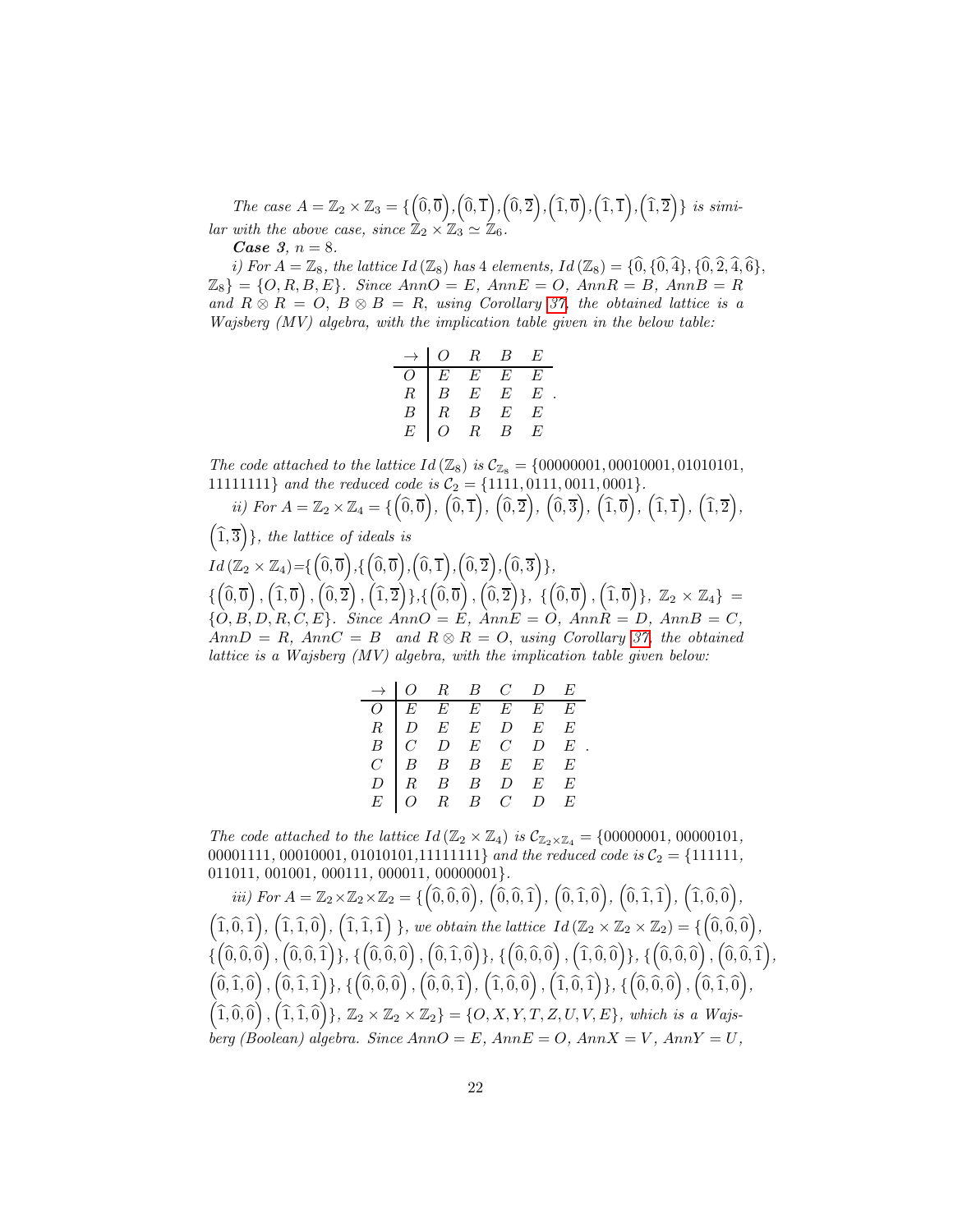*The case* $A = \mathbb{Z}_2 \times \mathbb{Z}_3 = \{ \left(\widehat{0}, \overline{0}\right), \left(\widehat{0}, \overline{1}\right), \left(\widehat{0}, \overline{2}\right), \left(\widehat{1}, \overline{0}\right), \left(\widehat{1}, \overline{1}\right), \left(\widehat{1}, \overline{2}\right) \}$ *is similar with the above case, since* $\mathbb{Z}_2 \times \mathbb{Z}_3 \simeq \mathbb{Z}_6$.

***Case 3****,* $n = 8$.

*i) For* $A = \mathbb{Z}_8$*, the lattice* $Id\left(\mathbb{Z}_8\right)$ *has 4 elements,* $Id\left(\mathbb{Z}_8\right) = \{\widehat{0}, \{\widehat{0}, \widehat{4}\}, \{\widehat{0}, \widehat{2}, \widehat{4}, \widehat{6}\}, \mathbb{Z}_8\} = \{O, R, B, E\}$*. Since* $AnnO = E$*,* $AnnE = O$*,* $AnnR = B$*,* $AnnB = R$ *and* $R \otimes R = O$*,* $B \otimes B = R$*, using Corollary 37, the obtained lattice is a Wajsberg (MV) algebra, with the implication table given in the below table:*

| $\rightarrow$ | $O$ | $R$ | $B$ | $E$ |
|---|---|---|---|---|
| $O$ | $E$ | $E$ | $E$ | $E$ |
| $R$ | $B$ | $E$ | $E$ | $E$ |
| $B$ | $R$ | $B$ | $E$ | $E$ |
| $E$ | $O$ | $R$ | $B$ | $E$ |

*The code attached to the lattice* $Id\left(\mathbb{Z}_8\right)$ *is* $\mathcal{C}_{\mathbb{Z}_8} = \{00000001, 00010001, 01010101, 11111111\}$ *and the reduced code is* $\mathcal{C}_2 = \{1111, 0111, 0011, 0001\}$.

*ii) For* $A = \mathbb{Z}_2 \times \mathbb{Z}_4 = \{ \left(\widehat{0}, \overline{0}\right), \left(\widehat{0}, \overline{1}\right), \left(\widehat{0}, \overline{2}\right), \left(\widehat{0}, \overline{3}\right), \left(\widehat{1}, \overline{0}\right), \left(\widehat{1}, \overline{1}\right), \left(\widehat{1}, \overline{2}\right), \left(\widehat{1}, \overline{3}\right) \}$*, the lattice of ideals is*
$Id\left(\mathbb{Z}_2 \times \mathbb{Z}_4\right) = \{ \left(\widehat{0}, \overline{0}\right), \{ \left(\widehat{0}, \overline{0}\right), \left(\widehat{0}, \overline{1}\right), \left(\widehat{0}, \overline{2}\right), \left(\widehat{0}, \overline{3}\right) \}, \{ \left(\widehat{0}, \overline{0}\right), \left(\widehat{1}, \overline{0}\right), \left(\widehat{0}, \overline{2}\right), \left(\widehat{1}, \overline{2}\right) \}, \{ \left(\widehat{0}, \overline{0}\right), \left(\widehat{0}, \overline{2}\right) \}, \{ \left(\widehat{0}, \overline{0}\right), \left(\widehat{1}, \overline{0}\right) \}, \mathbb{Z}_2 \times \mathbb{Z}_4 \} = \{O, B, D, R, C, E\}$*. Since* $AnnO = E$*,* $AnnE = O$*,* $AnnR = D$*,* $AnnB = C$*,* $AnnD = R$*,* $AnnC = B$ *and* $R \otimes R = O$*, using Corollary 37, the obtained lattice is a Wajsberg (MV) algebra, with the implication table given below:*

| $\rightarrow$ | $O$ | $R$ | $B$ | $C$ | $D$ | $E$ |
|---|---|---|---|---|---|---|
| $O$ | $E$ | $E$ | $E$ | $E$ | $E$ | $E$ |
| $R$ | $D$ | $E$ | $E$ | $D$ | $E$ | $E$ |
| $B$ | $C$ | $D$ | $E$ | $C$ | $D$ | $E$ |
| $C$ | $B$ | $B$ | $B$ | $E$ | $E$ | $E$ |
| $D$ | $R$ | $B$ | $B$ | $D$ | $E$ | $E$ |
| $E$ | $O$ | $R$ | $B$ | $C$ | $D$ | $E$ |

*The code attached to the lattice* $Id\left(\mathbb{Z}_2 \times \mathbb{Z}_4\right)$ *is* $\mathcal{C}_{\mathbb{Z}_2 \times \mathbb{Z}_4} = \{00000001, 00000101, 00001111, 00010001, 01010101, 11111111\}$ *and the reduced code is* $\mathcal{C}_2 = \{111111, 011011, 001001, 000111, 000011, 00000001\}$.

*iii) For* $A = \mathbb{Z}_2 \times \mathbb{Z}_2 \times \mathbb{Z}_2 = \{ \left(\widehat{0}, \widehat{0}, \widehat{0}\right), \left(\widehat{0}, \widehat{0}, \widehat{1}\right), \left(\widehat{0}, \widehat{1}, \widehat{0}\right), \left(\widehat{0}, \widehat{1}, \widehat{1}\right), \left(\widehat{1}, \widehat{0}, \widehat{0}\right), \left(\widehat{1}, \widehat{0}, \widehat{1}\right), \left(\widehat{1}, \widehat{1}, \widehat{0}\right), \left(\widehat{1}, \widehat{1}, \widehat{1}\right) \}$*, we obtain the lattice* $Id\left(\mathbb{Z}_2 \times \mathbb{Z}_2 \times \mathbb{Z}_2\right) = \{ \left(\widehat{0}, \widehat{0}, \widehat{0}\right), \{ \left(\widehat{0}, \widehat{0}, \widehat{0}\right), \left(\widehat{0}, \widehat{0}, \widehat{1}\right) \}, \{ \left(\widehat{0}, \widehat{0}, \widehat{0}\right), \left(\widehat{0}, \widehat{1}, \widehat{0}\right) \}, \{ \left(\widehat{0}, \widehat{0}, \widehat{0}\right), \left(\widehat{1}, \widehat{0}, \widehat{0}\right) \}, \{ \left(\widehat{0}, \widehat{0}, \widehat{0}\right), \left(\widehat{0}, \widehat{0}, \widehat{1}\right), \left(\widehat{0}, \widehat{1}, \widehat{0}\right), \left(\widehat{0}, \widehat{1}, \widehat{1}\right) \}, \{ \left(\widehat{0}, \widehat{0}, \widehat{0}\right), \left(\widehat{0}, \widehat{0}, \widehat{1}\right), \left(\widehat{1}, \widehat{0}, \widehat{0}\right), \left(\widehat{1}, \widehat{0}, \widehat{1}\right) \}, \{ \left(\widehat{0}, \widehat{0}, \widehat{0}\right), \left(\widehat{0}, \widehat{1}, \widehat{0}\right), \left(\widehat{1}, \widehat{0}, \widehat{0}\right), \left(\widehat{1}, \widehat{1}, \widehat{0}\right) \}, \mathbb{Z}_2 \times \mathbb{Z}_2 \times \mathbb{Z}_2 \} = \{O, X, Y, T, Z, U, V, E\}$*, which is a Wajsberg (Boolean) algebra. Since* $AnnO = E$*,* $AnnE = O$*,* $AnnX = V$*,* $AnnY = U$*,*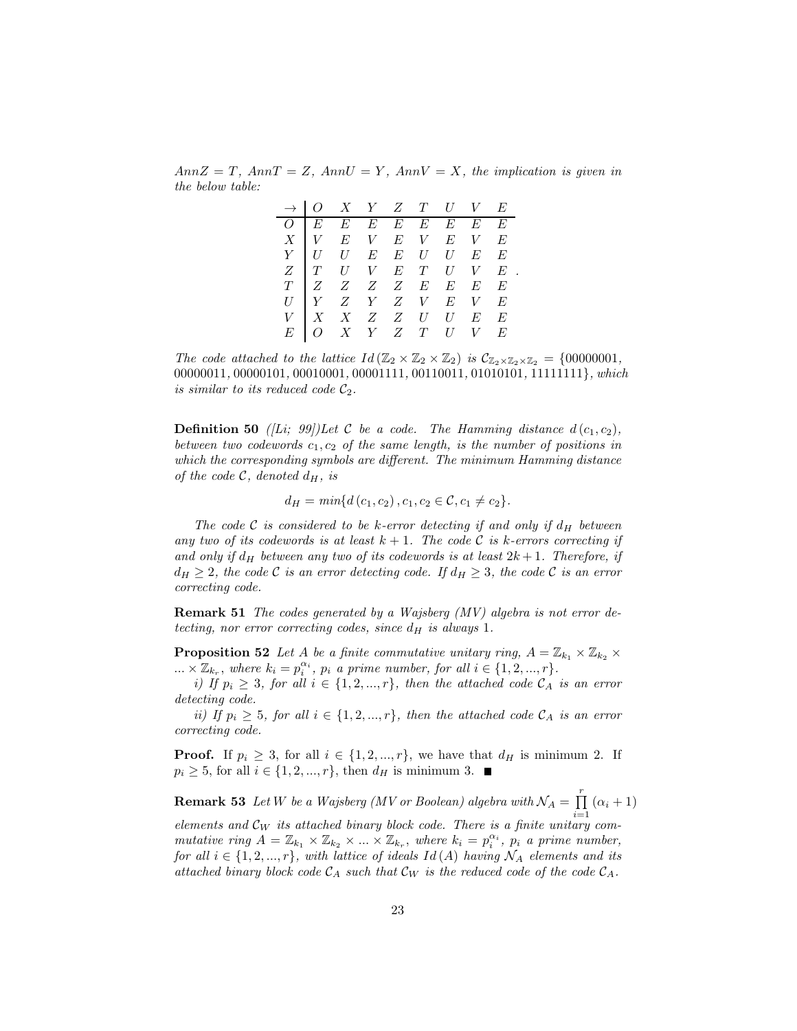$AnnZ = T$, $AnnT = Z$, $AnnU = Y$, $AnnV = X$, *the implication is given in the below table:*

| $\rightarrow$ | $O$ | $X$ | $Y$ | $Z$ | $T$ | $U$ | $V$ | $E$ |
|---|---|---|---|---|---|---|---|---|
| $O$ | $E$ | $E$ | $E$ | $E$ | $E$ | $E$ | $E$ | $E$ |
| $X$ | $V$ | $E$ | $V$ | $E$ | $V$ | $E$ | $V$ | $E$ |
| $Y$ | $U$ | $U$ | $E$ | $E$ | $U$ | $U$ | $E$ | $E$ |
| $Z$ | $T$ | $U$ | $V$ | $E$ | $T$ | $U$ | $V$ | $E$ |
| $T$ | $Z$ | $Z$ | $Z$ | $Z$ | $E$ | $E$ | $E$ | $E$ |
| $U$ | $Y$ | $Z$ | $Y$ | $Z$ | $V$ | $E$ | $V$ | $E$ |
| $V$ | $X$ | $X$ | $Z$ | $Z$ | $U$ | $U$ | $E$ | $E$ |
| $E$ | $O$ | $X$ | $Y$ | $Z$ | $T$ | $U$ | $V$ | $E$ |

*The code attached to the lattice* $Id(\mathbb{Z}_2 \times \mathbb{Z}_2 \times \mathbb{Z}_2)$ *is* $\mathcal{C}_{\mathbb{Z}_2\times\mathbb{Z}_2\times\mathbb{Z}_2} = \{00000001$, $00000011, 00000101, 00010001, 00001111, 00110011, 01010101, 11111111\}$, *which is similar to its reduced code* $\mathcal{C}_2$.

**Definition 50** *([Li; 99])Let* $\mathcal{C}$ *be a code. The Hamming distance* $d(c_1, c_2)$, *between two codewords* $c_1, c_2$ *of the same length, is the number of positions in which the corresponding symbols are different. The minimum Hamming distance of the code* $\mathcal{C}$, *denoted* $d_H$, *is*

$$d_H = min\{d(c_1, c_2), c_1, c_2 \in \mathcal{C}, c_1 \neq c_2\}.$$

*The code* $\mathcal{C}$ *is considered to be* $k$*-error detecting if and only if* $d_H$ *between any two of its codewords is at least* $k+1$. *The code* $\mathcal{C}$ *is* $k$*-errors correcting if and only if* $d_H$ *between any two of its codewords is at least* $2k+1$. *Therefore, if* $d_H \geq 2$, *the code* $\mathcal{C}$ *is an error detecting code. If* $d_H \geq 3$, *the code* $\mathcal{C}$ *is an error correcting code.*

**Remark 51** *The codes generated by a Wajsberg (MV) algebra is not error detecting, nor error correcting codes, since* $d_H$ *is always* 1.

**Proposition 52** *Let* $A$ *be a finite commutative unitary ring,* $A = \mathbb{Z}_{k_1} \times \mathbb{Z}_{k_2} \times ... \times \mathbb{Z}_{k_r}$, *where* $k_i = p_i^{\alpha_i}$, $p_i$ *a prime number, for all* $i \in \{1, 2, ..., r\}$.

*i) If* $p_i \geq 3$, *for all* $i \in \{1, 2, ..., r\}$, *then the attached code* $\mathcal{C}_A$ *is an error detecting code.*

*ii) If* $p_i \geq 5$, *for all* $i \in \{1, 2, ..., r\}$, *then the attached code* $\mathcal{C}_A$ *is an error correcting code.*

**Proof.** If $p_i \geq 3$, for all $i \in \{1, 2, ..., r\}$, we have that $d_H$ is minimum 2. If $p_i \geq 5$, for all $i \in \{1, 2, ..., r\}$, then $d_H$ is minimum 3. ■

**Remark 53** *Let* $W$ *be a Wajsberg (MV or Boolean) algebra with* $\mathcal{N}_A = \prod_{i=1}^{r}(\alpha_i + 1)$ *elements and* $\mathcal{C}_W$ *its attached binary block code. There is a finite unitary commutative ring* $A = \mathbb{Z}_{k_1} \times \mathbb{Z}_{k_2} \times ... \times \mathbb{Z}_{k_r}$, *where* $k_i = p_i^{\alpha_i}$, $p_i$ *a prime number, for all* $i \in \{1, 2, ..., r\}$, *with lattice of ideals* $Id(A)$ *having* $\mathcal{N}_A$ *elements and its attached binary block code* $\mathcal{C}_A$ *such that* $\mathcal{C}_W$ *is the reduced code of the code* $\mathcal{C}_A$.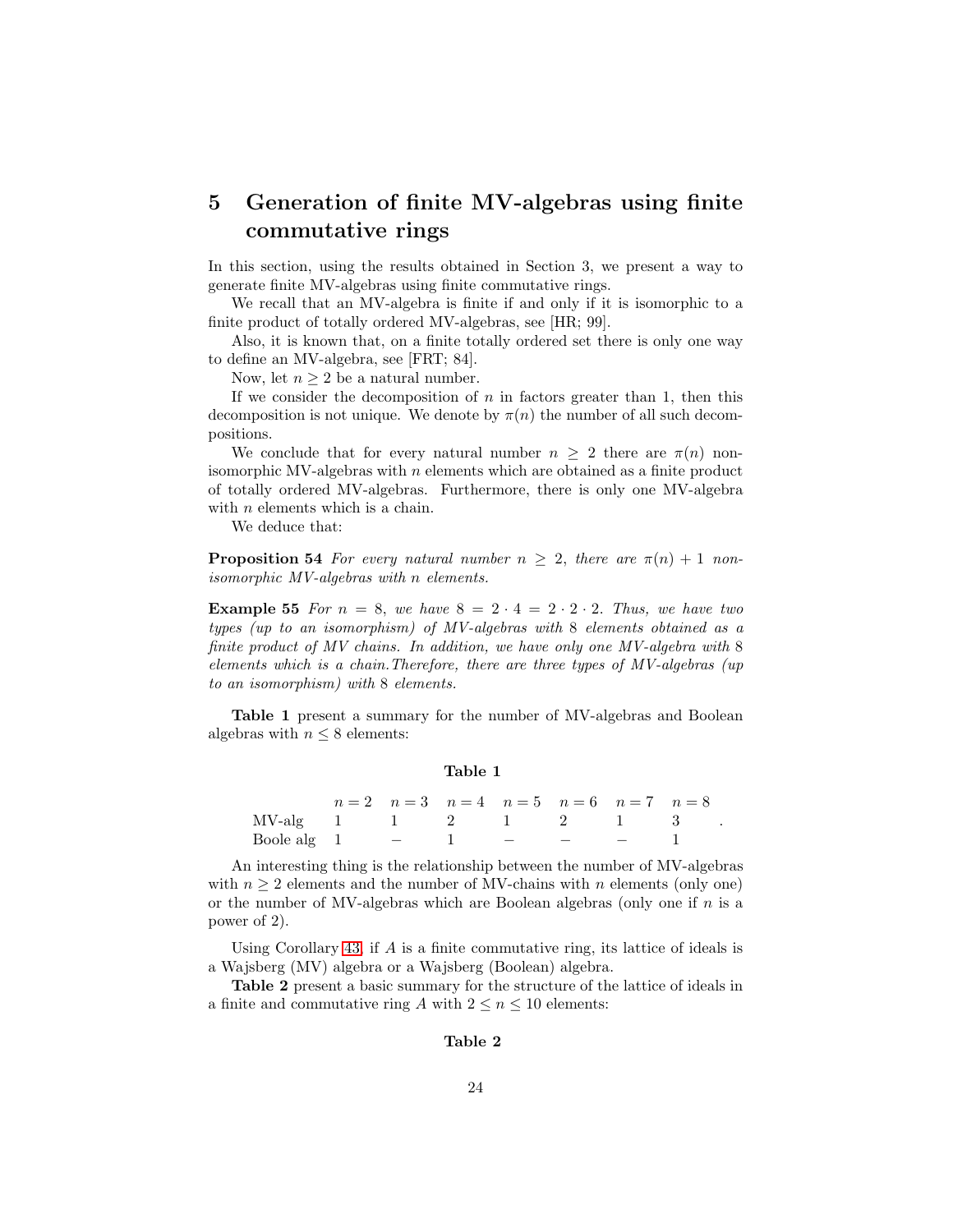## 5 Generation of finite MV-algebras using finite commutative rings

In this section, using the results obtained in Section 3, we present a way to generate finite MV-algebras using finite commutative rings.

We recall that an MV-algebra is finite if and only if it is isomorphic to a finite product of totally ordered MV-algebras, see [HR; 99].

Also, it is known that, on a finite totally ordered set there is only one way to define an MV-algebra, see [FRT; 84].

Now, let $n \geq 2$ be a natural number.

If we consider the decomposition of $n$ in factors greater than 1, then this decomposition is not unique. We denote by $\pi(n)$ the number of all such decompositions.

We conclude that for every natural number $n \geq 2$ there are $\pi(n)$ non-isomorphic MV-algebras with $n$ elements which are obtained as a finite product of totally ordered MV-algebras. Furthermore, there is only one MV-algebra with $n$ elements which is a chain.

We deduce that:

**Proposition 54** *For every natural number $n \geq 2$, there are $\pi(n) + 1$ non-isomorphic MV-algebras with $n$ elements.*

**Example 55** *For $n = 8$, we have $8 = 2 \cdot 4 = 2 \cdot 2 \cdot 2$. Thus, we have two types (up to an isomorphism) of MV-algebras with 8 elements obtained as a finite product of MV chains. In addition, we have only one MV-algebra with 8 elements which is a chain.Therefore, there are three types of MV-algebras (up to an isomorphism) with 8 elements.*

**Table 1** present a summary for the number of MV-algebras and Boolean algebras with $n \leq 8$ elements:

**Table 1**

| | $n = 2$ | $n = 3$ | $n = 4$ | $n = 5$ | $n = 6$ | $n = 7$ | $n = 8$ |
|---|---|---|---|---|---|---|---|
| MV-alg | 1 | 1 | 2 | 1 | 2 | 1 | 3 |
| Boole alg | 1 | $-$ | 1 | $-$ | $-$ | $-$ | 1 |

An interesting thing is the relationship between the number of MV-algebras with $n \geq 2$ elements and the number of MV-chains with $n$ elements (only one) or the number of MV-algebras which are Boolean algebras (only one if $n$ is a power of 2).

Using Corollary 43, if $A$ is a finite commutative ring, its lattice of ideals is a Wajsberg (MV) algebra or a Wajsberg (Boolean) algebra.

**Table 2** present a basic summary for the structure of the lattice of ideals in a finite and commutative ring $A$ with $2 \leq n \leq 10$ elements:

**Table 2**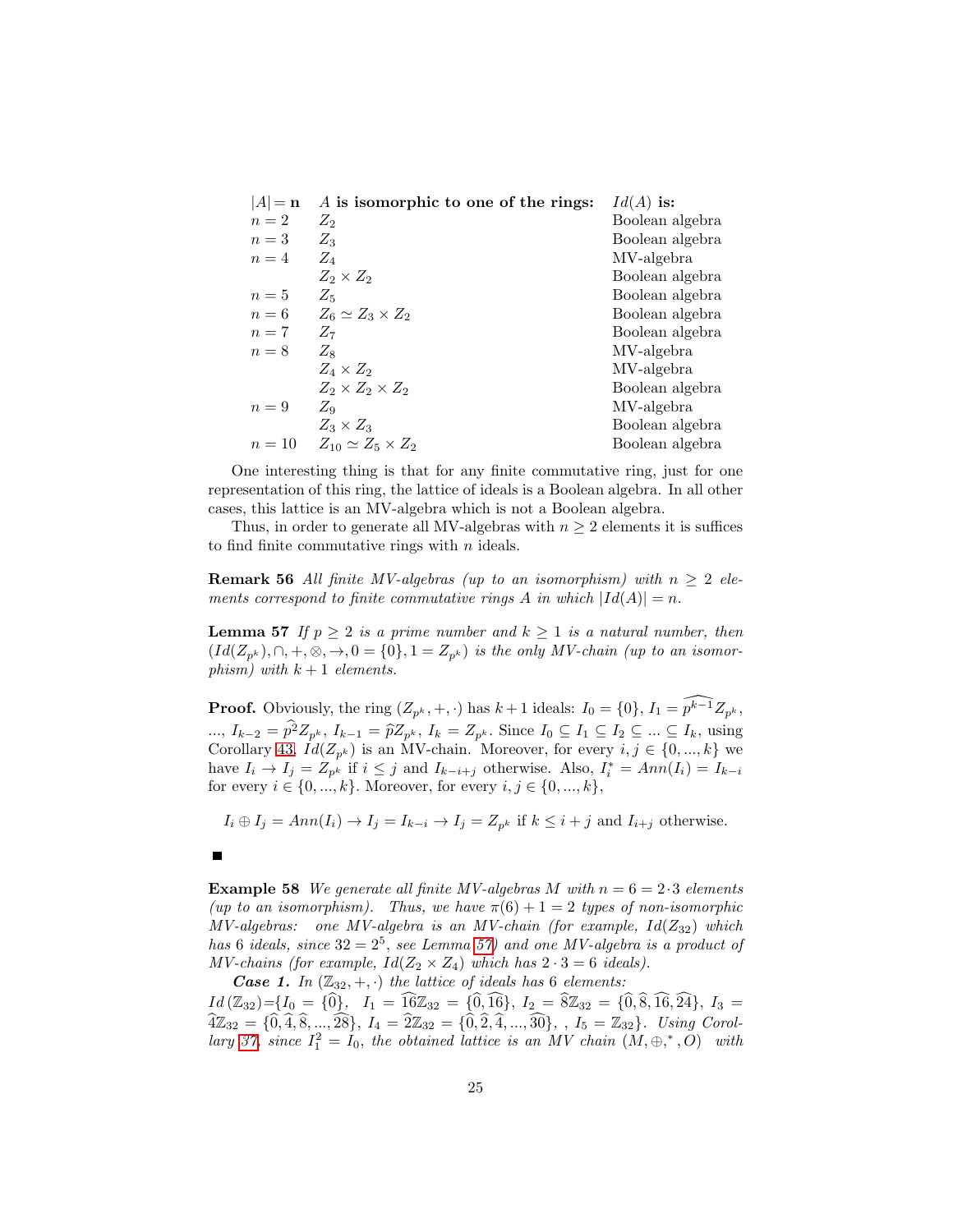| $\|A\| = \mathbf{n}$ | $A$ **is isomorphic to one of the rings:** | $Id(A)$ **is:** |
|---|---|---|
| $n = 2$ | $Z_2$ | Boolean algebra |
| $n = 3$ | $Z_3$ | Boolean algebra |
| $n = 4$ | $Z_4$ | MV-algebra |
| | $Z_2 \times Z_2$ | Boolean algebra |
| $n = 5$ | $Z_5$ | Boolean algebra |
| $n = 6$ | $Z_6 \simeq Z_3 \times Z_2$ | Boolean algebra |
| $n = 7$ | $Z_7$ | Boolean algebra |
| $n = 8$ | $Z_8$ | MV-algebra |
| | $Z_4 \times Z_2$ | MV-algebra |
| | $Z_2 \times Z_2 \times Z_2$ | Boolean algebra |
| $n = 9$ | $Z_9$ | MV-algebra |
| | $Z_3 \times Z_3$ | Boolean algebra |
| $n = 10$ | $Z_{10} \simeq Z_5 \times Z_2$ | Boolean algebra |

One interesting thing is that for any finite commutative ring, just for one representation of this ring, the lattice of ideals is a Boolean algebra. In all other cases, this lattice is an MV-algebra which is not a Boolean algebra.

Thus, in order to generate all MV-algebras with $n \geq 2$ elements it is suffices to find finite commutative rings with $n$ ideals.

**Remark 56** *All finite MV-algebras (up to an isomorphism) with $n \geq 2$ elements correspond to finite commutative rings $A$ in which $|Id(A)| = n$.*

**Lemma 57** *If $p \geq 2$ is a prime number and $k \geq 1$ is a natural number, then $(Id(Z_{p^k}), \cap, +, \otimes, \rightarrow, 0 = \{0\}, 1 = Z_{p^k})$ is the only MV-chain (up to an isomorphism) with $k+1$ elements.*

**Proof.** Obviously, the ring $(Z_{p^k}, +, \cdot)$ has $k+1$ ideals: $I_0 = \{0\}$, $I_1 = \widehat{p^{k-1}} Z_{p^k}$, ..., $I_{k-2} = \widehat{p^2} Z_{p^k}$, $I_{k-1} = \widehat{p} Z_{p^k}$, $I_k = Z_{p^k}$. Since $I_0 \subseteq I_1 \subseteq I_2 \subseteq ... \subseteq I_k$, using Corollary 43, $Id(Z_{p^k})$ is an MV-chain. Moreover, for every $i, j \in \{0, ..., k\}$ we have $I_i \rightarrow I_j = Z_{p^k}$ if $i \leq j$ and $I_{k-i+j}$ otherwise. Also, $I_i^* = Ann(I_i) = I_{k-i}$ for every $i \in \{0, ..., k\}$. Moreover, for every $i, j \in \{0, ..., k\}$,

$$I_i \oplus I_j = Ann(I_i) \rightarrow I_j = I_{k-i} \rightarrow I_j = Z_{p^k} \text{ if } k \leq i+j \text{ and } I_{i+j} \text{ otherwise.}$$

■

**Example 58** *We generate all finite MV-algebras $M$ with $n = 6 = 2 \cdot 3$ elements (up to an isomorphism). Thus, we have $\pi(6) + 1 = 2$ types of non-isomorphic MV-algebras: one MV-algebra is an MV-chain (for example, $Id(Z_{32})$ which has 6 ideals, since $32 = 2^5$, see Lemma 57) and one MV-algebra is a product of MV-chains (for example, $Id(Z_2 \times Z_4)$ which has $2 \cdot 3 = 6$ ideals).*

***Case 1.*** *In $(\mathbb{Z}_{32}, +, \cdot)$ the lattice of ideals has 6 elements:*
*$Id(\mathbb{Z}_{32})$=$\{I_0 = \{\widehat{0}\}$, $I_1 = \widehat{16}\mathbb{Z}_{32} = \{\widehat{0}, \widehat{16}\}$, $I_2 = \widehat{8}\mathbb{Z}_{32} = \{\widehat{0}, \widehat{8}, \widehat{16}, \widehat{24}\}$, $I_3 = \widehat{4}\mathbb{Z}_{32} = \{\widehat{0}, \widehat{4}, \widehat{8}, ..., \widehat{28}\}$, $I_4 = \widehat{2}\mathbb{Z}_{32} = \{\widehat{0}, \widehat{2}, \widehat{4}, ..., \widehat{30}\}$, , $I_5 = \mathbb{Z}_{32}\}$. Using Corollary 37, since $I_1^2 = I_0$, the obtained lattice is an MV chain $(M, \oplus, ^*, O)$ with*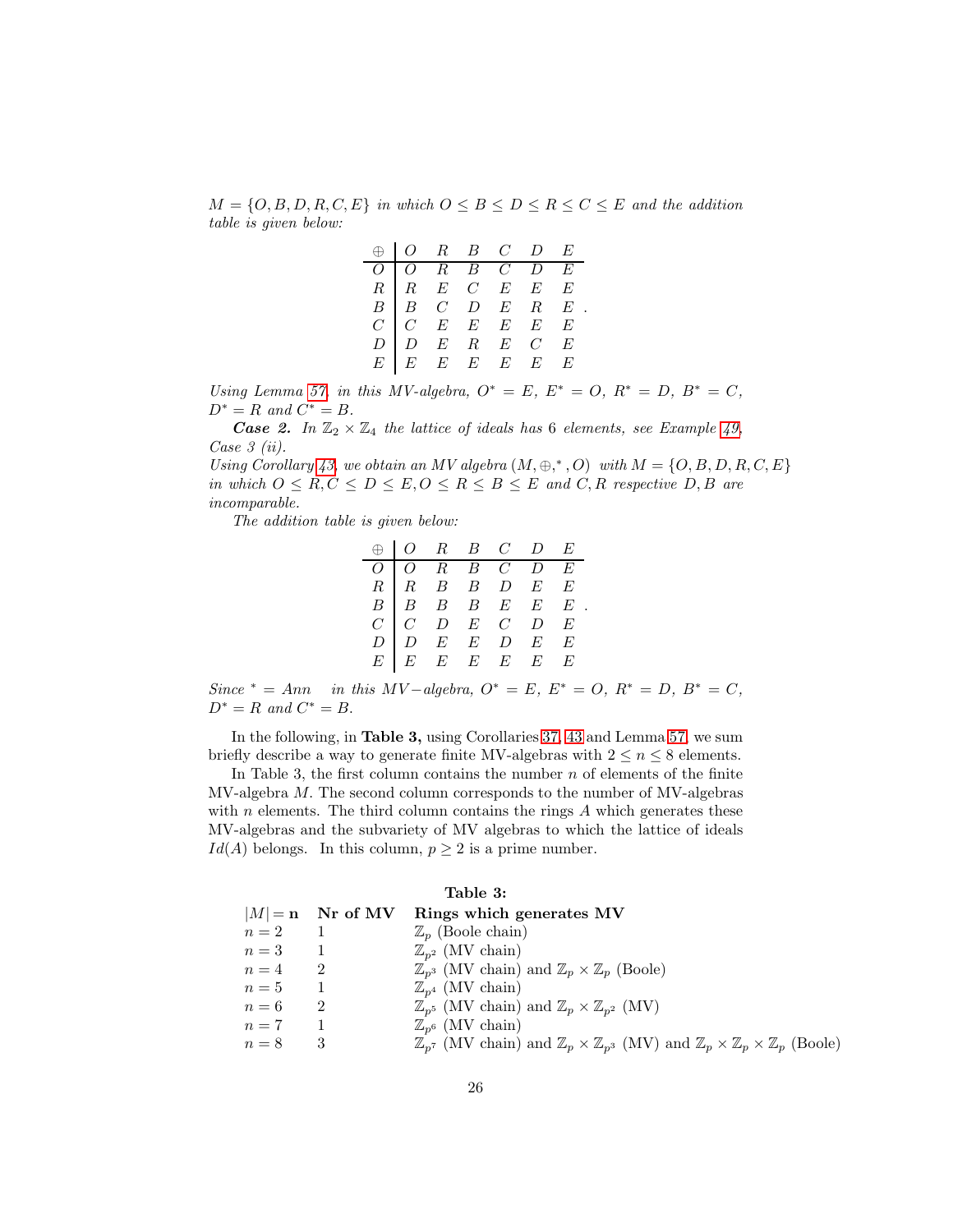*$M = \{O, B, D, R, C, E\}$ in which $O \leq B \leq D \leq R \leq C \leq E$ and the addition table is given below:*

| $\oplus$ | $O$ | $R$ | $B$ | $C$ | $D$ | $E$ |
|---|---|---|---|---|---|---|
| $O$ | $O$ | $R$ | $B$ | $C$ | $D$ | $E$ |
| $R$ | $R$ | $E$ | $C$ | $E$ | $E$ | $E$ |
| $B$ | $B$ | $C$ | $D$ | $E$ | $R$ | $E$ |
| $C$ | $C$ | $E$ | $E$ | $E$ | $E$ | $E$ |
| $D$ | $D$ | $E$ | $R$ | $E$ | $C$ | $E$ |
| $E$ | $E$ | $E$ | $E$ | $E$ | $E$ | $E$ |

*Using Lemma 57, in this MV-algebra, $O^* = E$, $E^* = O$, $R^* = D$, $B^* = C$, $D^* = R$ and $C^* = B$.*

***Case 2.*** *In $\mathbb{Z}_2 \times \mathbb{Z}_4$ the lattice of ideals has 6 elements, see Example 49, Case 3 (ii).*

*Using Corollary 43, we obtain an MV algebra $(M, \oplus, ^*, O)$ with $M = \{O, B, D, R, C, E\}$ in which $O \leq R, C \leq D \leq E, O \leq R \leq B \leq E$ and $C, R$ respective $D, B$ are incomparable.*

*The addition table is given below:*

| $\oplus$ | $O$ | $R$ | $B$ | $C$ | $D$ | $E$ |
|---|---|---|---|---|---|---|
| $O$ | $O$ | $R$ | $B$ | $C$ | $D$ | $E$ |
| $R$ | $R$ | $B$ | $B$ | $D$ | $E$ | $E$ |
| $B$ | $B$ | $B$ | $B$ | $E$ | $E$ | $E$ |
| $C$ | $C$ | $D$ | $E$ | $C$ | $D$ | $E$ |
| $D$ | $D$ | $E$ | $E$ | $D$ | $E$ | $E$ |
| $E$ | $E$ | $E$ | $E$ | $E$ | $E$ | $E$ |

*Since $^* = Ann$ in this $MV-$algebra, $O^* = E$, $E^* = O$, $R^* = D$, $B^* = C$, $D^* = R$ and $C^* = B$.*

In the following, in **Table 3,** using Corollaries 37, 43 and Lemma 57, we sum briefly describe a way to generate finite MV-algebras with $2 \leq n \leq 8$ elements.

In Table 3, the first column contains the number $n$ of elements of the finite MV-algebra $M$. The second column corresponds to the number of MV-algebras with $n$ elements. The third column contains the rings $A$ which generates these MV-algebras and the subvariety of MV algebras to which the lattice of ideals $Id(A)$ belongs. In this column, $p \geq 2$ is a prime number.

**Table 3:**

| $\lvert M \rvert = \mathbf{n}$ | **Nr of MV** | **Rings which generates MV** |
|---|---|---|
| $n = 2$ | 1 | $\mathbb{Z}_p$ (Boole chain) |
| $n = 3$ | 1 | $\mathbb{Z}_{p^2}$ (MV chain) |
| $n = 4$ | 2 | $\mathbb{Z}_{p^3}$ (MV chain) and $\mathbb{Z}_p \times \mathbb{Z}_p$ (Boole) |
| $n = 5$ | 1 | $\mathbb{Z}_{p^4}$ (MV chain) |
| $n = 6$ | 2 | $\mathbb{Z}_{p^5}$ (MV chain) and $\mathbb{Z}_p \times \mathbb{Z}_{p^2}$ (MV) |
| $n = 7$ | 1 | $\mathbb{Z}_{p^6}$ (MV chain) |
| $n = 8$ | 3 | $\mathbb{Z}_{p^7}$ (MV chain) and $\mathbb{Z}_p \times \mathbb{Z}_{p^3}$ (MV) and $\mathbb{Z}_p \times \mathbb{Z}_p \times \mathbb{Z}_p$ (Boole) |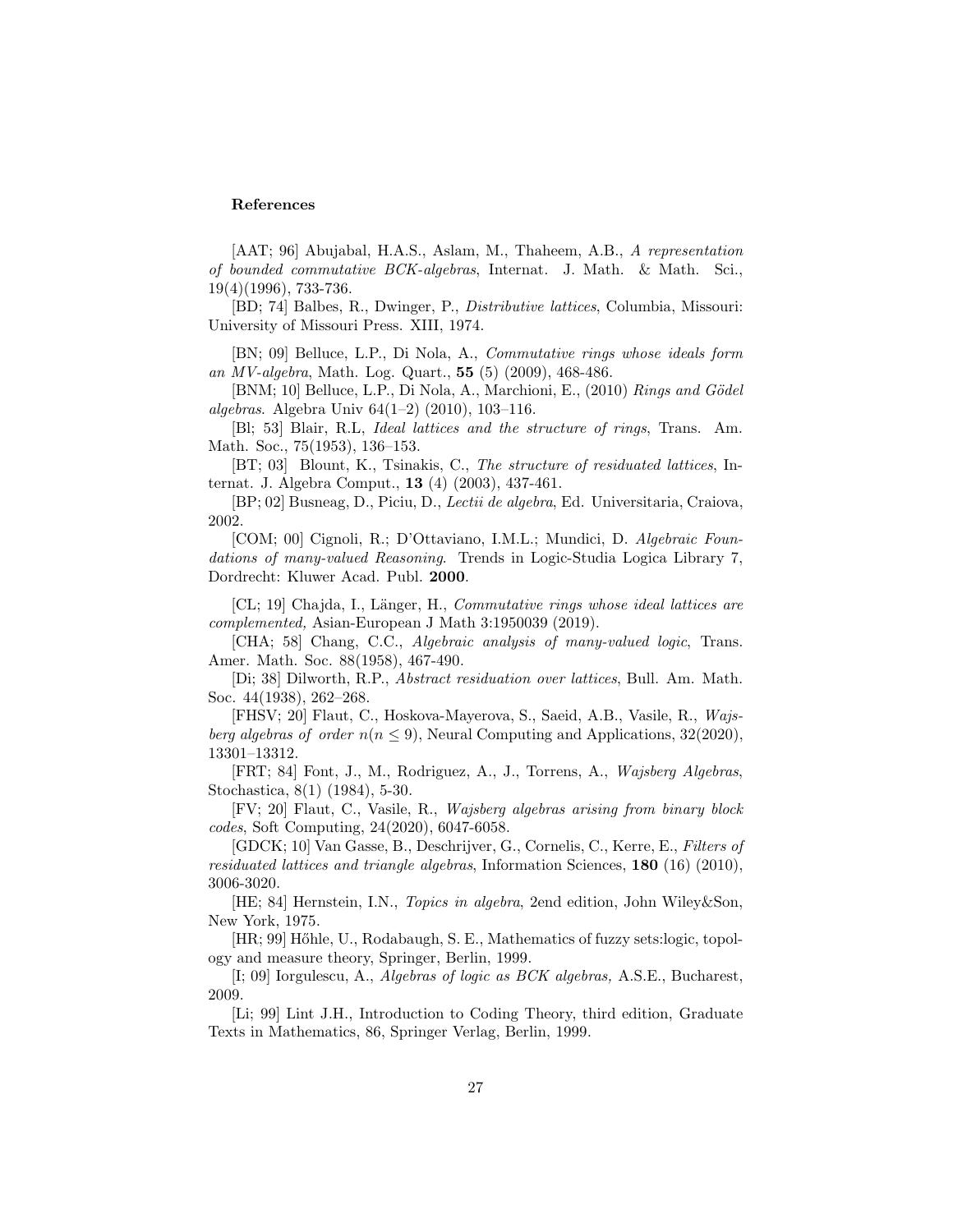**References**

[AAT; 96] Abujabal, H.A.S., Aslam, M., Thaheem, A.B., *A representation of bounded commutative BCK-algebras*, Internat. J. Math. & Math. Sci., 19(4)(1996), 733-736.

[BD; 74] Balbes, R., Dwinger, P., *Distributive lattices*, Columbia, Missouri: University of Missouri Press. XIII, 1974.

[BN; 09] Belluce, L.P., Di Nola, A., *Commutative rings whose ideals form an MV-algebra*, Math. Log. Quart., **55** (5) (2009), 468-486.

[BNM; 10] Belluce, L.P., Di Nola, A., Marchioni, E., (2010) *Rings and Gödel algebras*. Algebra Univ 64(1–2) (2010), 103–116.

[Bl; 53] Blair, R.L, *Ideal lattices and the structure of rings*, Trans. Am. Math. Soc., 75(1953), 136–153.

[BT; 03] Blount, K., Tsinakis, C., *The structure of residuated lattices*, Internat. J. Algebra Comput., **13** (4) (2003), 437-461.

[BP; 02] Busneag, D., Piciu, D., *Lectii de algebra*, Ed. Universitaria, Craiova, 2002.

[COM; 00] Cignoli, R.; D'Ottaviano, I.M.L.; Mundici, D. *Algebraic Foundations of many-valued Reasoning*. Trends in Logic-Studia Logica Library 7, Dordrecht: Kluwer Acad. Publ. **2000**.

[CL; 19] Chajda, I., Länger, H., *Commutative rings whose ideal lattices are complemented,* Asian-European J Math 3:1950039 (2019).

[CHA; 58] Chang, C.C., *Algebraic analysis of many-valued logic*, Trans. Amer. Math. Soc. 88(1958), 467-490.

[Di; 38] Dilworth, R.P., *Abstract residuation over lattices*, Bull. Am. Math. Soc. 44(1938), 262–268.

[FHSV; 20] Flaut, C., Hoskova-Mayerova, S., Saeid, A.B., Vasile, R., *Wajsberg algebras of order* $n(n \leq 9)$, Neural Computing and Applications, 32(2020), 13301–13312.

[FRT; 84] Font, J., M., Rodriguez, A., J., Torrens, A., *Wajsberg Algebras*, Stochastica, 8(1) (1984), 5-30.

[FV; 20] Flaut, C., Vasile, R., *Wajsberg algebras arising from binary block codes*, Soft Computing, 24(2020), 6047-6058.

[GDCK; 10] Van Gasse, B., Deschrijver, G., Cornelis, C., Kerre, E., *Filters of residuated lattices and triangle algebras*, Information Sciences, **180** (16) (2010), 3006-3020.

[HE; 84] Hernstein, I.N., *Topics in algebra*, 2end edition, John Wiley&Son, New York, 1975.

[HR; 99] Hőhle, U., Rodabaugh, S. E., Mathematics of fuzzy sets:logic, topology and measure theory, Springer, Berlin, 1999.

[I; 09] Iorgulescu, A., *Algebras of logic as BCK algebras,* A.S.E., Bucharest, 2009.

[Li; 99] Lint J.H., Introduction to Coding Theory, third edition, Graduate Texts in Mathematics, 86, Springer Verlag, Berlin, 1999.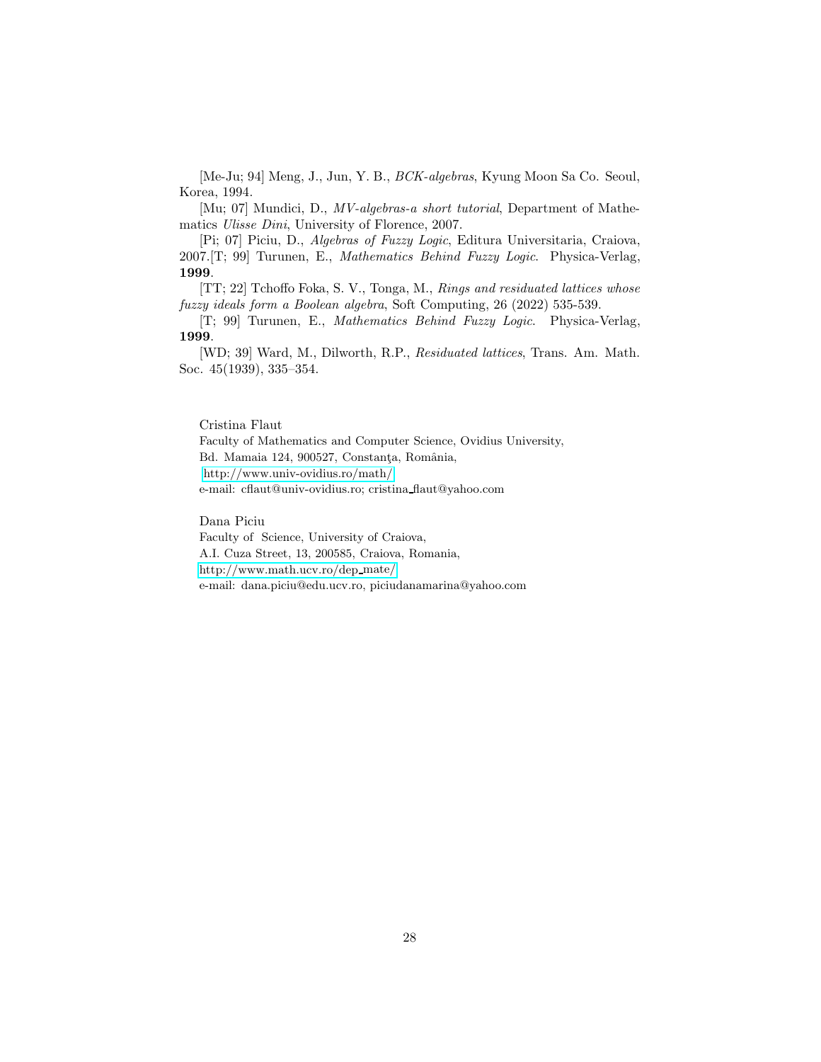[Me-Ju; 94] Meng, J., Jun, Y. B., *BCK-algebras*, Kyung Moon Sa Co. Seoul, Korea, 1994.

[Mu; 07] Mundici, D., *MV-algebras-a short tutorial*, Department of Mathematics *Ulisse Dini*, University of Florence, 2007.

[Pi; 07] Piciu, D., *Algebras of Fuzzy Logic*, Editura Universitaria, Craiova, 2007.[T; 99] Turunen, E., *Mathematics Behind Fuzzy Logic*. Physica-Verlag, **1999**.

[TT; 22] Tchoffo Foka, S. V., Tonga, M., *Rings and residuated lattices whose fuzzy ideals form a Boolean algebra*, Soft Computing, 26 (2022) 535-539.

[T; 99] Turunen, E., *Mathematics Behind Fuzzy Logic*. Physica-Verlag, **1999**.

[WD; 39] Ward, M., Dilworth, R.P., *Residuated lattices*, Trans. Am. Math. Soc. 45(1939), 335–354.

Cristina Flaut
Faculty of Mathematics and Computer Science, Ovidius University,
Bd. Mamaia 124, 900527, Constanţa, România,
http://www.univ-ovidius.ro/math/
e-mail: cflaut@univ-ovidius.ro; cristina_flaut@yahoo.com

Dana Piciu
Faculty of Science, University of Craiova,
A.I. Cuza Street, 13, 200585, Craiova, Romania,
http://www.math.ucv.ro/dep_mate/
e-mail: dana.piciu@edu.ucv.ro, piciudanamarina@yahoo.com